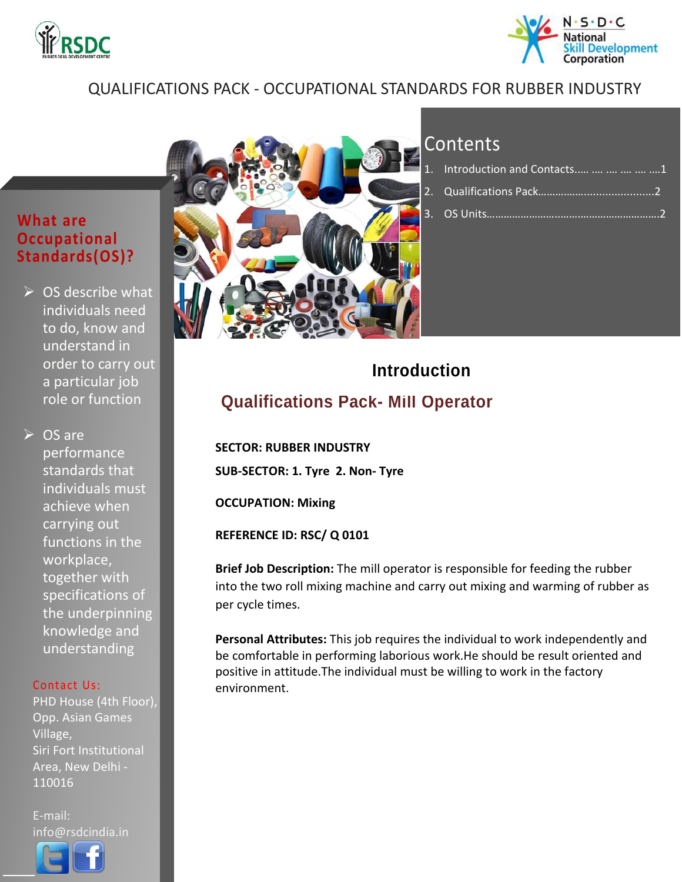# QUALIFICATIONS PACK - OCCUPATIONAL STANDARDS FOR RUBBER INDUSTRY

## Contents

1. Introduction and Contacts..... .... .... .... .... ....1
2. Qualifications Pack.......................................2
3. OS Units...........................................................2

## What are Occupational Standards(OS)?

- OS describe what individuals need to do, know and understand in order to carry out a particular job role or function
- OS are performance standards that individuals must achieve when carrying out functions in the workplace, together with specifications of the underpinning knowledge and understanding

Contact Us:
PHD House (4th Floor), Opp. Asian Games Village,
Siri Fort Institutional Area, New Delhi - 110016

E-mail: info@rsdcindia.in

## Introduction

### Qualifications Pack- Mill Operator

**SECTOR: RUBBER INDUSTRY**

**SUB-SECTOR: 1. Tyre 2. Non- Tyre**

**OCCUPATION: Mixing**

**REFERENCE ID: RSC/ Q 0101**

**Brief Job Description:** The mill operator is responsible for feeding the rubber into the two roll mixing machine and carry out mixing and warming of rubber as per cycle times.

**Personal Attributes:** This job requires the individual to work independently and be comfortable in performing laborious work.He should be result oriented and positive in attitude.The individual must be willing to work in the factory environment.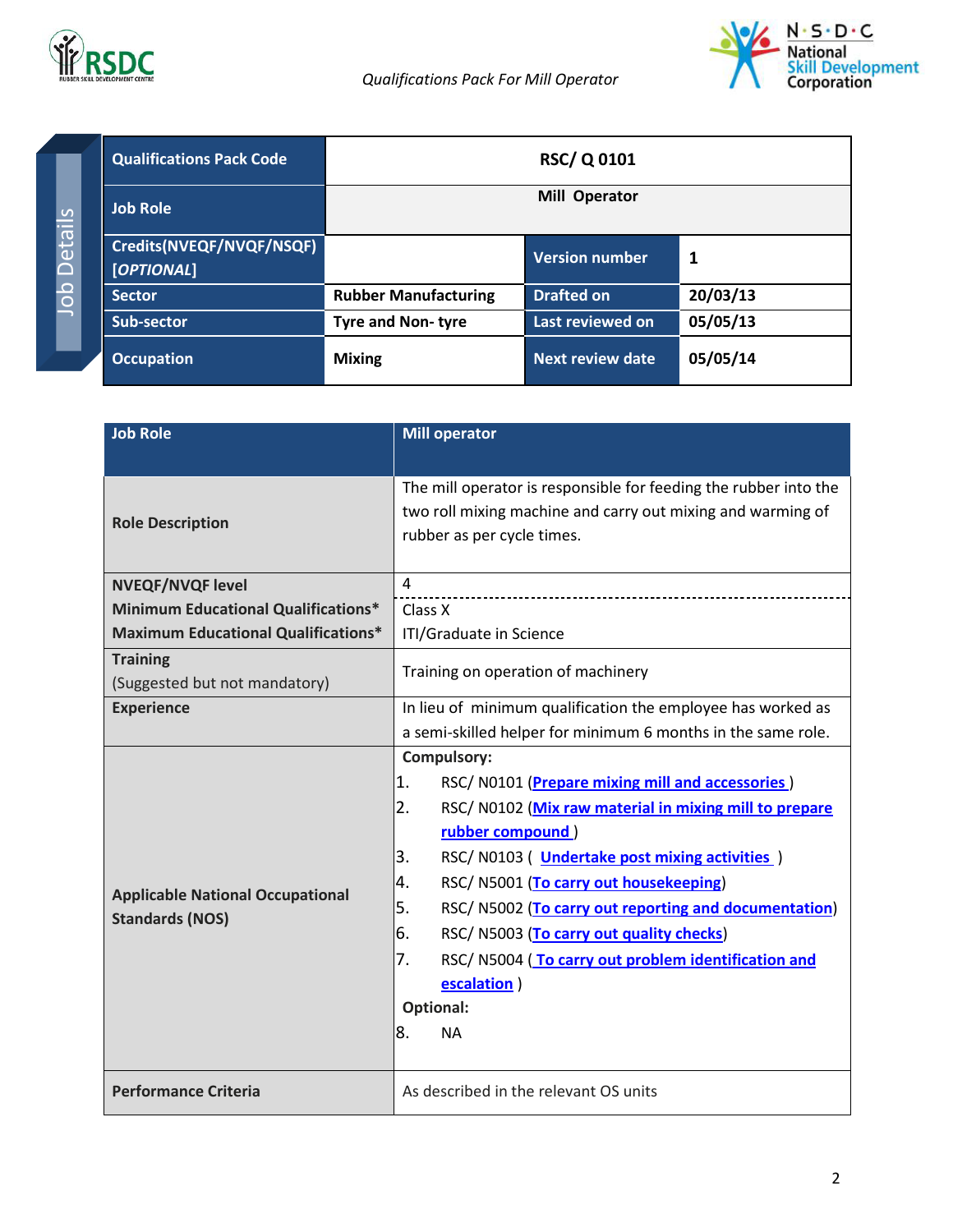Job Details

| Qualifications Pack Code | RSC/ Q 0101 | | |
|---|---|---|---|
| Job Role | Mill Operator | | |
| Credits(NVEQF/NVQF/NSQF) *[OPTIONAL]* | | Version number | 1 |
| Sector | Rubber Manufacturing | Drafted on | 20/03/13 |
| Sub-sector | Tyre and Non- tyre | Last reviewed on | 05/05/13 |
| Occupation | Mixing | Next review date | 05/05/14 |

| Job Role | Mill operator |
|---|---|
| Role Description | The mill operator is responsible for feeding the rubber into the two roll mixing machine and carry out mixing and warming of rubber as per cycle times. |
| NVEQF/NVQF level | 4 |
| Minimum Educational Qualifications* | Class X |
| Maximum Educational Qualifications* | ITI/Graduate in Science |
| Training (Suggested but not mandatory) | Training on operation of machinery |
| Experience | In lieu of minimum qualification the employee has worked as a semi-skilled helper for minimum 6 months in the same role. |
| Applicable National Occupational Standards (NOS) | **Compulsory:**<br>1. RSC/ N0101 (Prepare mixing mill and accessories )<br>2. RSC/ N0102 (Mix raw material in mixing mill to prepare rubber compound )<br>3. RSC/ N0103 ( Undertake post mixing activities )<br>4. RSC/ N5001 (To carry out housekeeping)<br>5. RSC/ N5002 (To carry out reporting and documentation)<br>6. RSC/ N5003 (To carry out quality checks)<br>7. RSC/ N5004 ( To carry out problem identification and escalation )<br>**Optional:**<br>8. NA |
| Performance Criteria | As described in the relevant OS units |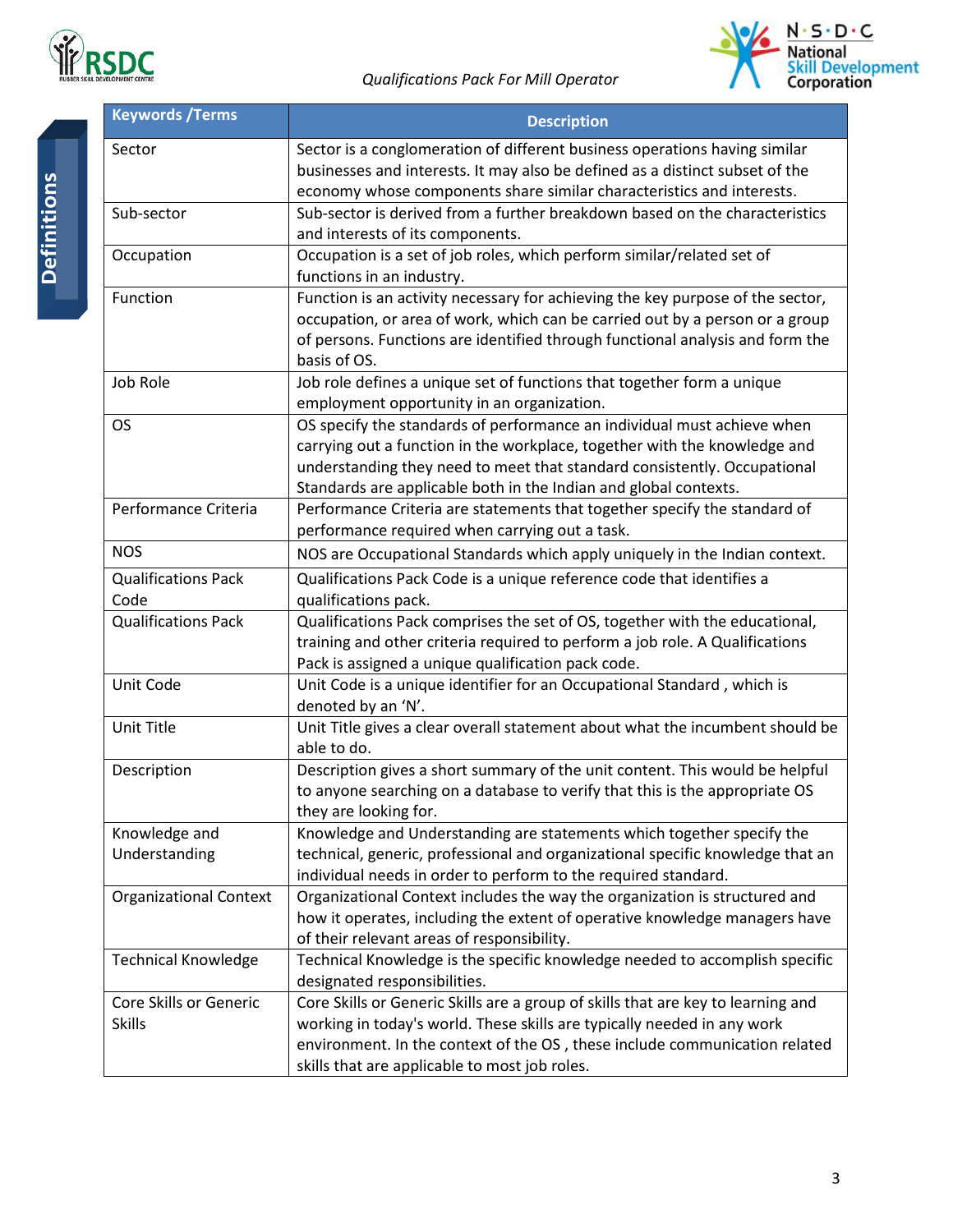## Definitions

| Keywords /Terms | Description |
|---|---|
| Sector | Sector is a conglomeration of different business operations having similar businesses and interests. It may also be defined as a distinct subset of the economy whose components share similar characteristics and interests. |
| Sub-sector | Sub-sector is derived from a further breakdown based on the characteristics and interests of its components. |
| Occupation | Occupation is a set of job roles, which perform similar/related set of functions in an industry. |
| Function | Function is an activity necessary for achieving the key purpose of the sector, occupation, or area of work, which can be carried out by a person or a group of persons. Functions are identified through functional analysis and form the basis of OS. |
| Job Role | Job role defines a unique set of functions that together form a unique employment opportunity in an organization. |
| OS | OS specify the standards of performance an individual must achieve when carrying out a function in the workplace, together with the knowledge and understanding they need to meet that standard consistently. Occupational Standards are applicable both in the Indian and global contexts. |
| Performance Criteria | Performance Criteria are statements that together specify the standard of performance required when carrying out a task. |
| NOS | NOS are Occupational Standards which apply uniquely in the Indian context. |
| Qualifications Pack Code | Qualifications Pack Code is a unique reference code that identifies a qualifications pack. |
| Qualifications Pack | Qualifications Pack comprises the set of OS, together with the educational, training and other criteria required to perform a job role. A Qualifications Pack is assigned a unique qualification pack code. |
| Unit Code | Unit Code is a unique identifier for an Occupational Standard , which is denoted by an 'N'. |
| Unit Title | Unit Title gives a clear overall statement about what the incumbent should be able to do. |
| Description | Description gives a short summary of the unit content. This would be helpful to anyone searching on a database to verify that this is the appropriate OS they are looking for. |
| Knowledge and Understanding | Knowledge and Understanding are statements which together specify the technical, generic, professional and organizational specific knowledge that an individual needs in order to perform to the required standard. |
| Organizational Context | Organizational Context includes the way the organization is structured and how it operates, including the extent of operative knowledge managers have of their relevant areas of responsibility. |
| Technical Knowledge | Technical Knowledge is the specific knowledge needed to accomplish specific designated responsibilities. |
| Core Skills or Generic Skills | Core Skills or Generic Skills are a group of skills that are key to learning and working in today's world. These skills are typically needed in any work environment. In the context of the OS , these include communication related skills that are applicable to most job roles. |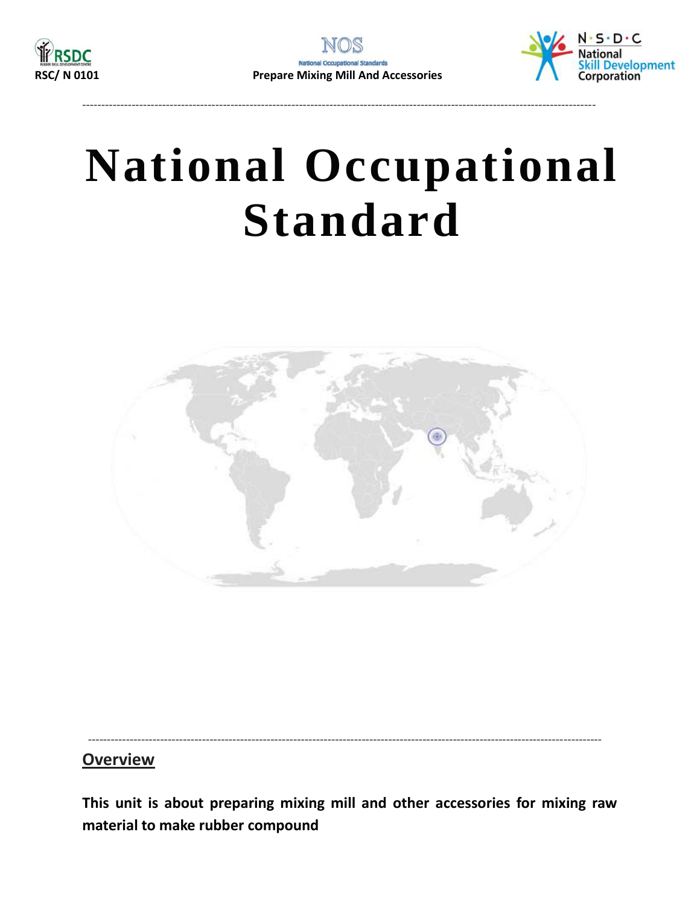# National Occupational Standard

## Overview

**This unit is about preparing mixing mill and other accessories for mixing raw material to make rubber compound**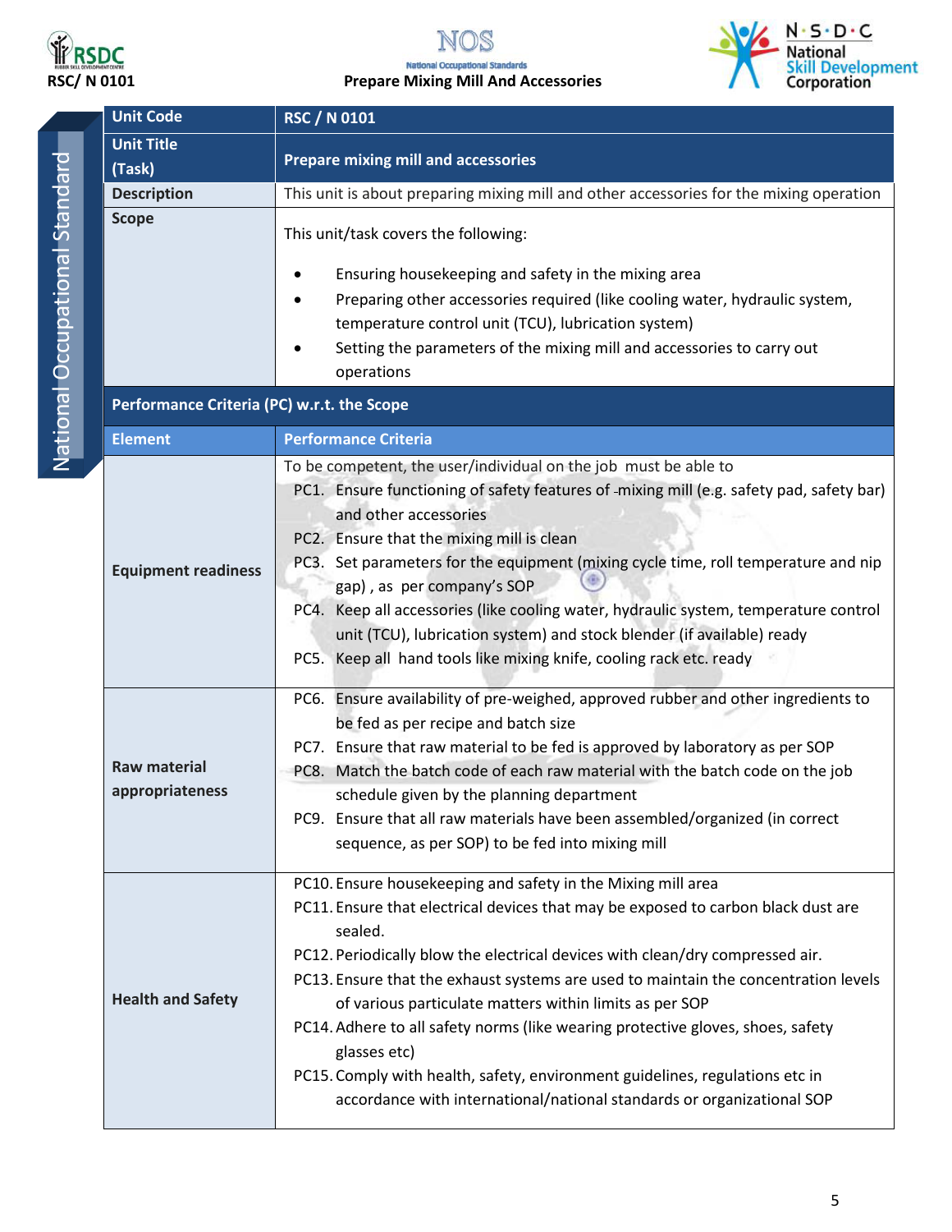| Unit Code | RSC / N 0101 |
|---|---|
| Unit Title (Task) | Prepare mixing mill and accessories |
| Description | This unit is about preparing mixing mill and other accessories for the mixing operation |
| Scope | This unit/task covers the following:<br>• Ensuring housekeeping and safety in the mixing area<br>• Preparing other accessories required (like cooling water, hydraulic system, temperature control unit (TCU), lubrication system)<br>• Setting the parameters of the mixing mill and accessories to carry out operations |
| **Performance Criteria (PC) w.r.t. the Scope** | |
| **Element** | **Performance Criteria** |
| Equipment readiness | To be competent, the user/individual on the job must be able to<br>PC1. Ensure functioning of safety features of mixing mill (e.g. safety pad, safety bar) and other accessories<br>PC2. Ensure that the mixing mill is clean<br>PC3. Set parameters for the equipment (mixing cycle time, roll temperature and nip gap) , as per company's SOP<br>PC4. Keep all accessories (like cooling water, hydraulic system, temperature control unit (TCU), lubrication system) and stock blender (if available) ready<br>PC5. Keep all hand tools like mixing knife, cooling rack etc. ready |
| Raw material appropriateness | PC6. Ensure availability of pre-weighed, approved rubber and other ingredients to be fed as per recipe and batch size<br>PC7. Ensure that raw material to be fed is approved by laboratory as per SOP<br>PC8. Match the batch code of each raw material with the batch code on the job schedule given by the planning department<br>PC9. Ensure that all raw materials have been assembled/organized (in correct sequence, as per SOP) to be fed into mixing mill |
| Health and Safety | PC10. Ensure housekeeping and safety in the Mixing mill area<br>PC11. Ensure that electrical devices that may be exposed to carbon black dust are sealed.<br>PC12. Periodically blow the electrical devices with clean/dry compressed air.<br>PC13. Ensure that the exhaust systems are used to maintain the concentration levels of various particulate matters within limits as per SOP<br>PC14. Adhere to all safety norms (like wearing protective gloves, shoes, safety glasses etc)<br>PC15. Comply with health, safety, environment guidelines, regulations etc in accordance with international/national standards or organizational SOP |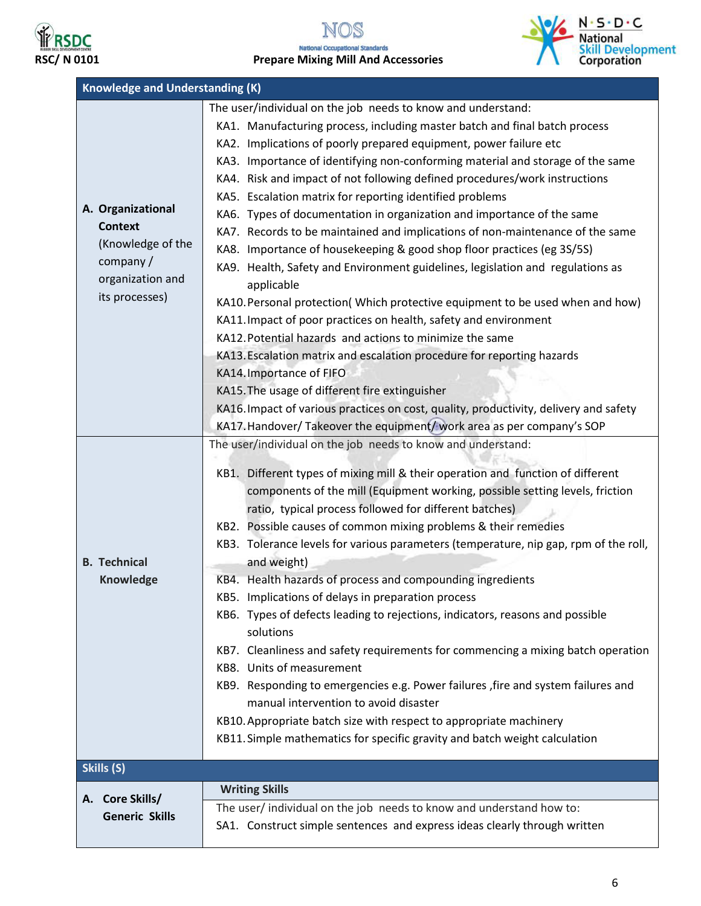| Knowledge and Understanding (K) | |
|---|---|
| **A. Organizational Context** (Knowledge of the company / organization and its processes) | The user/individual on the job needs to know and understand:<br>KA1. Manufacturing process, including master batch and final batch process<br>KA2. Implications of poorly prepared equipment, power failure etc<br>KA3. Importance of identifying non-conforming material and storage of the same<br>KA4. Risk and impact of not following defined procedures/work instructions<br>KA5. Escalation matrix for reporting identified problems<br>KA6. Types of documentation in organization and importance of the same<br>KA7. Records to be maintained and implications of non-maintenance of the same<br>KA8. Importance of housekeeping & good shop floor practices (eg 3S/5S)<br>KA9. Health, Safety and Environment guidelines, legislation and regulations as applicable<br>KA10. Personal protection( Which protective equipment to be used when and how)<br>KA11. Impact of poor practices on health, safety and environment<br>KA12. Potential hazards and actions to minimize the same<br>KA13. Escalation matrix and escalation procedure for reporting hazards<br>KA14. Importance of FIFO<br>KA15. The usage of different fire extinguisher<br>KA16. Impact of various practices on cost, quality, productivity, delivery and safety<br>KA17. Handover/ Takeover the equipment/ work area as per company's SOP |
| **B. Technical Knowledge** | The user/individual on the job needs to know and understand:<br>KB1. Different types of mixing mill & their operation and function of different components of the mill (Equipment working, possible setting levels, friction ratio, typical process followed for different batches)<br>KB2. Possible causes of common mixing problems & their remedies<br>KB3. Tolerance levels for various parameters (temperature, nip gap, rpm of the roll, and weight)<br>KB4. Health hazards of process and compounding ingredients<br>KB5. Implications of delays in preparation process<br>KB6. Types of defects leading to rejections, indicators, reasons and possible solutions<br>KB7. Cleanliness and safety requirements for commencing a mixing batch operation<br>KB8. Units of measurement<br>KB9. Responding to emergencies e.g. Power failures ,fire and system failures and manual intervention to avoid disaster<br>KB10. Appropriate batch size with respect to appropriate machinery<br>KB11. Simple mathematics for specific gravity and batch weight calculation |
| **Skills (S)** | |
| **A. Core Skills/ Generic Skills** | **Writing Skills**<br>The user/ individual on the job needs to know and understand how to:<br>SA1. Construct simple sentences and express ideas clearly through written |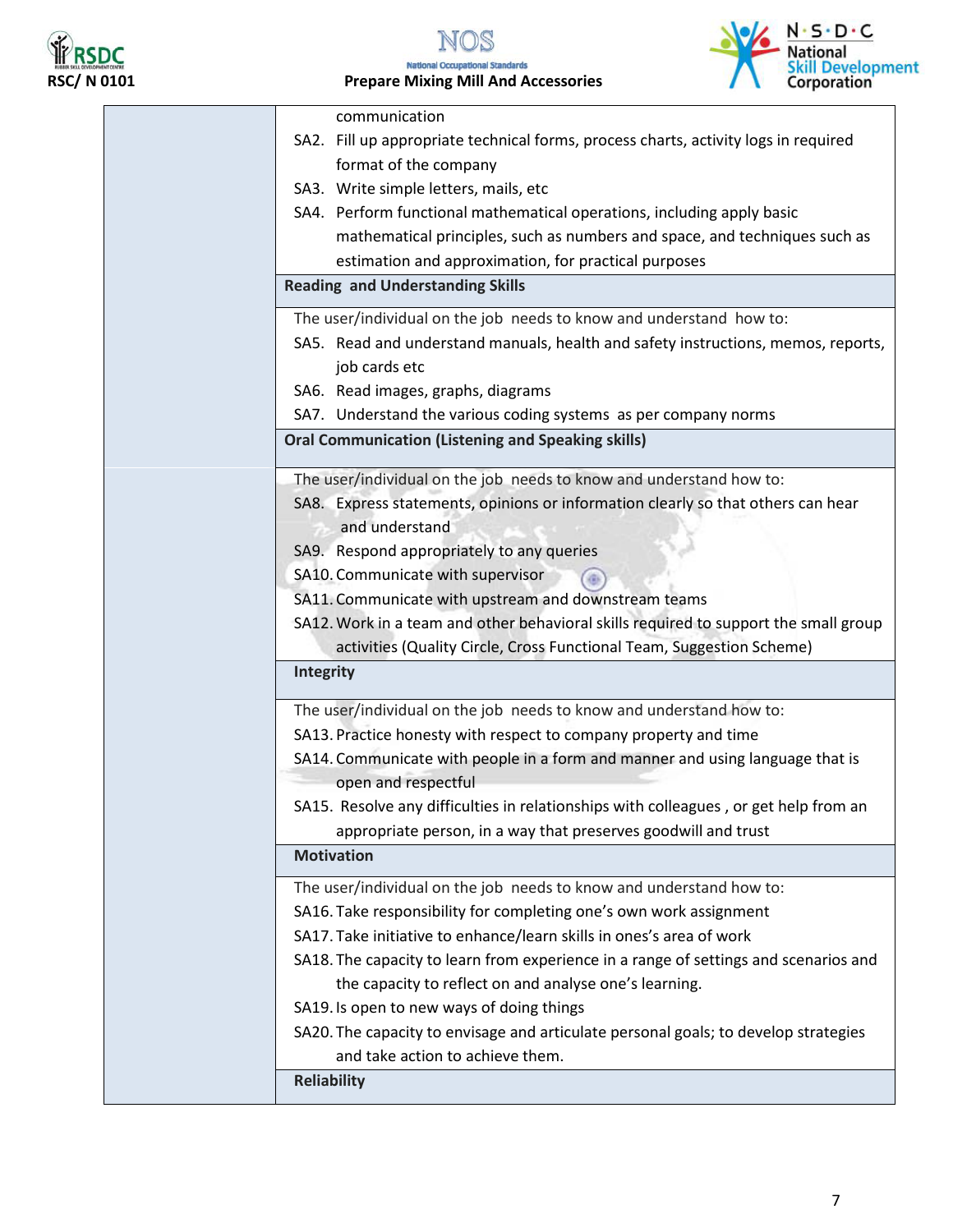| | |
|---|---|
| | communication<br>SA2. Fill up appropriate technical forms, process charts, activity logs in required format of the company<br>SA3. Write simple letters, mails, etc<br>SA4. Perform functional mathematical operations, including apply basic mathematical principles, such as numbers and space, and techniques such as estimation and approximation, for practical purposes |
| | **Reading and Understanding Skills** |
| | The user/individual on the job needs to know and understand how to:<br>SA5. Read and understand manuals, health and safety instructions, memos, reports, job cards etc<br>SA6. Read images, graphs, diagrams<br>SA7. Understand the various coding systems as per company norms |
| | **Oral Communication (Listening and Speaking skills)** |
| | The user/individual on the job needs to know and understand how to:<br>SA8. Express statements, opinions or information clearly so that others can hear and understand<br>SA9. Respond appropriately to any queries<br>SA10. Communicate with supervisor<br>SA11. Communicate with upstream and downstream teams<br>SA12. Work in a team and other behavioral skills required to support the small group activities (Quality Circle, Cross Functional Team, Suggestion Scheme) |
| | **Integrity** |
| | The user/individual on the job needs to know and understand how to:<br>SA13. Practice honesty with respect to company property and time<br>SA14. Communicate with people in a form and manner and using language that is open and respectful<br>SA15. Resolve any difficulties in relationships with colleagues , or get help from an appropriate person, in a way that preserves goodwill and trust |
| | **Motivation** |
| | The user/individual on the job needs to know and understand how to:<br>SA16. Take responsibility for completing one's own work assignment<br>SA17. Take initiative to enhance/learn skills in ones's area of work<br>SA18. The capacity to learn from experience in a range of settings and scenarios and the capacity to reflect on and analyse one's learning.<br>SA19. Is open to new ways of doing things<br>SA20. The capacity to envisage and articulate personal goals; to develop strategies and take action to achieve them. |
| | **Reliability** |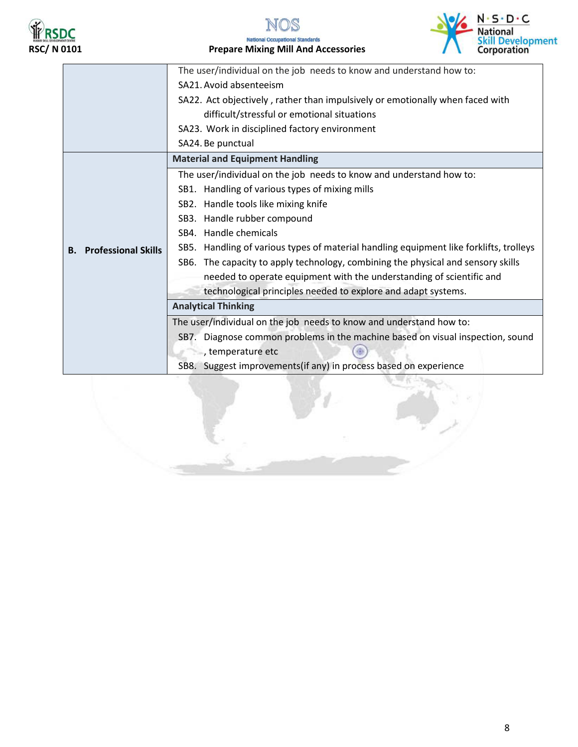| | |
|---|---|
| | The user/individual on the job needs to know and understand how to:<br>SA21. Avoid absenteeism<br>SA22. Act objectively , rather than impulsively or emotionally when faced with difficult/stressful or emotional situations<br>SA23. Work in disciplined factory environment<br>SA24. Be punctual |
| **B. Professional Skills** | **Material and Equipment Handling** |
| | The user/individual on the job needs to know and understand how to:<br>SB1. Handling of various types of mixing mills<br>SB2. Handle tools like mixing knife<br>SB3. Handle rubber compound<br>SB4. Handle chemicals<br>SB5. Handling of various types of material handling equipment like forklifts, trolleys<br>SB6. The capacity to apply technology, combining the physical and sensory skills needed to operate equipment with the understanding of scientific and technological principles needed to explore and adapt systems. |
| | **Analytical Thinking** |
| | The user/individual on the job needs to know and understand how to:<br>SB7. Diagnose common problems in the machine based on visual inspection, sound , temperature etc<br>SB8. Suggest improvements(if any) in process based on experience |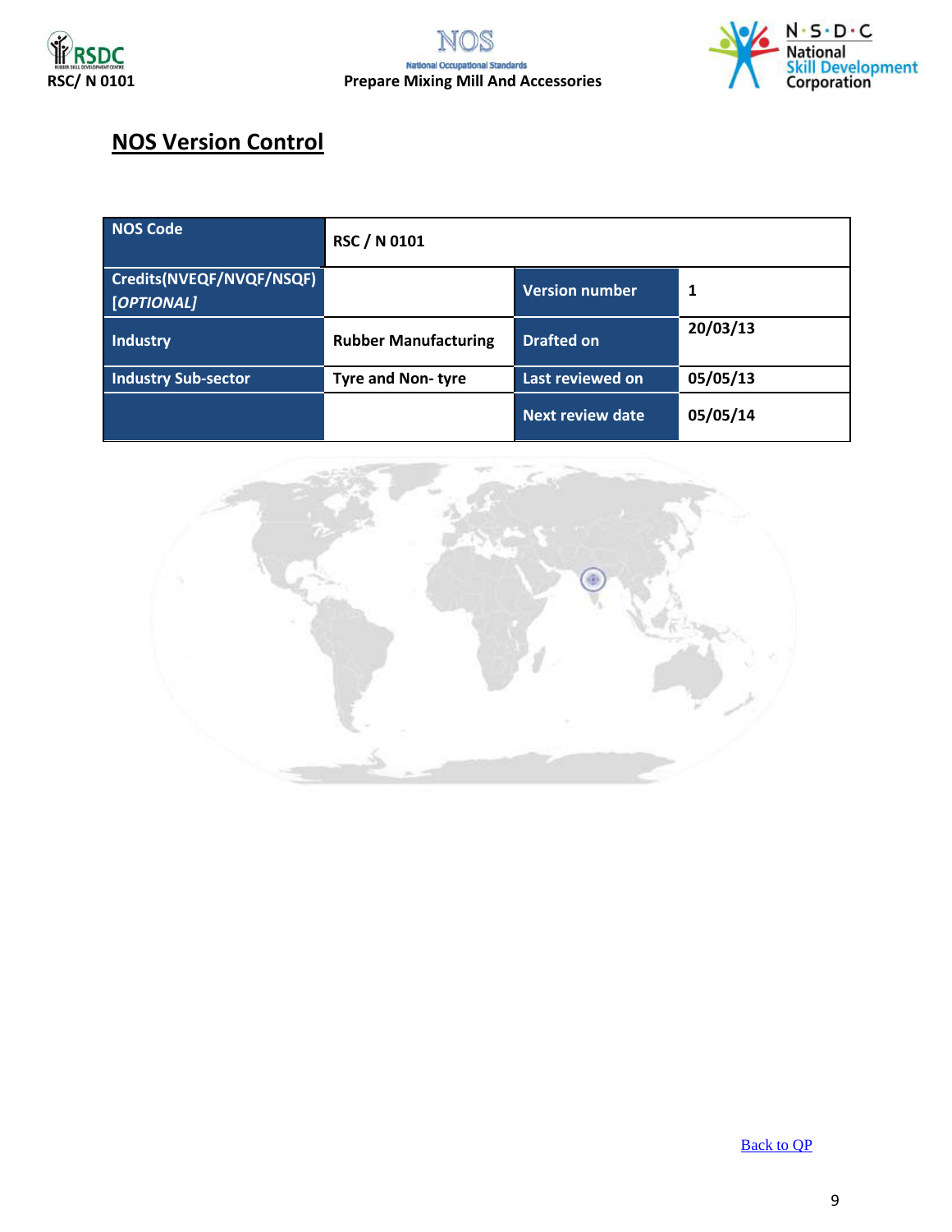## NOS Version Control

| NOS Code | RSC / N 0101 | | |
|---|---|---|---|
| Credits(NVEQF/NVQF/NSQF) *[OPTIONAL]* | | Version number | 1 |
| Industry | Rubber Manufacturing | Drafted on | 20/03/13 |
| Industry Sub-sector | Tyre and Non- tyre | Last reviewed on | 05/05/13 |
| | | Next review date | 05/05/14 |

Back to QP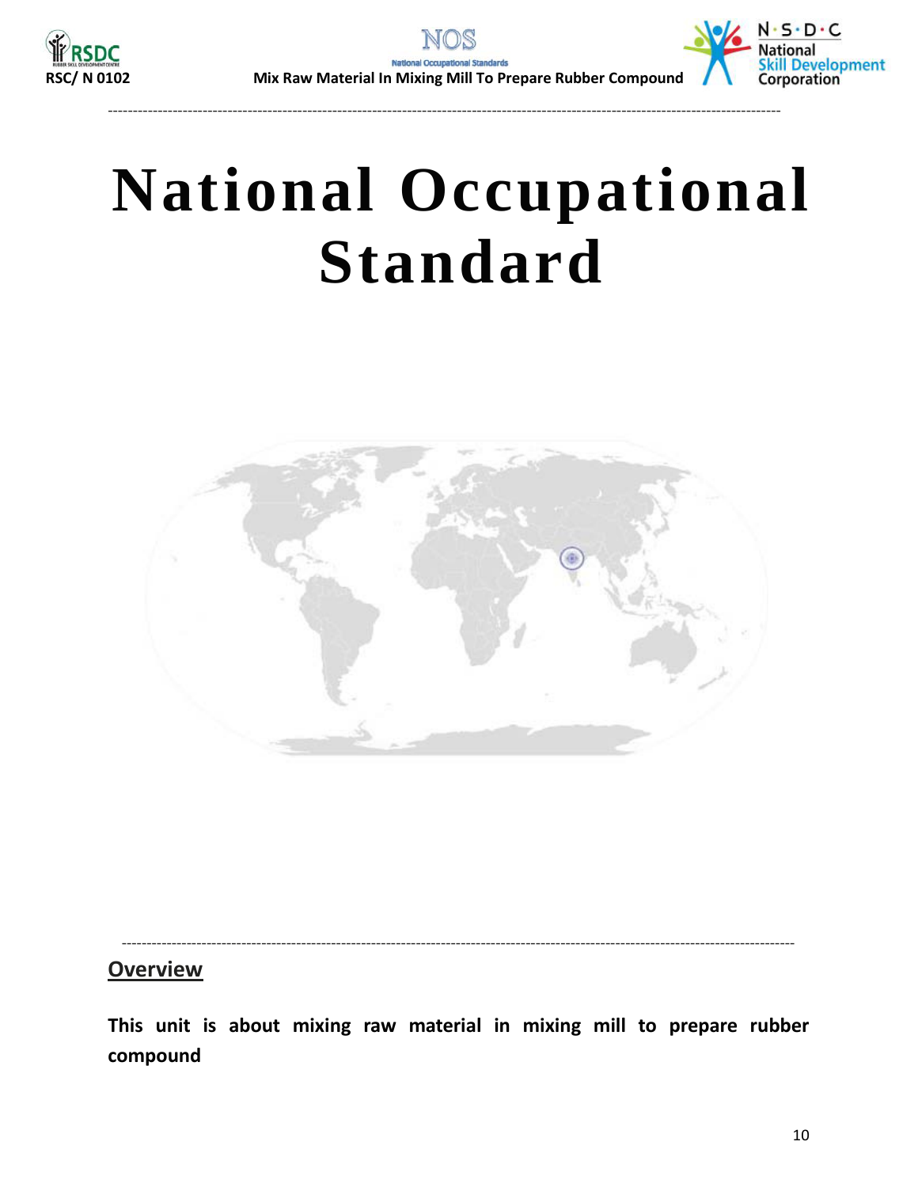# National Occupational Standard

## Overview

**This unit is about mixing raw material in mixing mill to prepare rubber compound**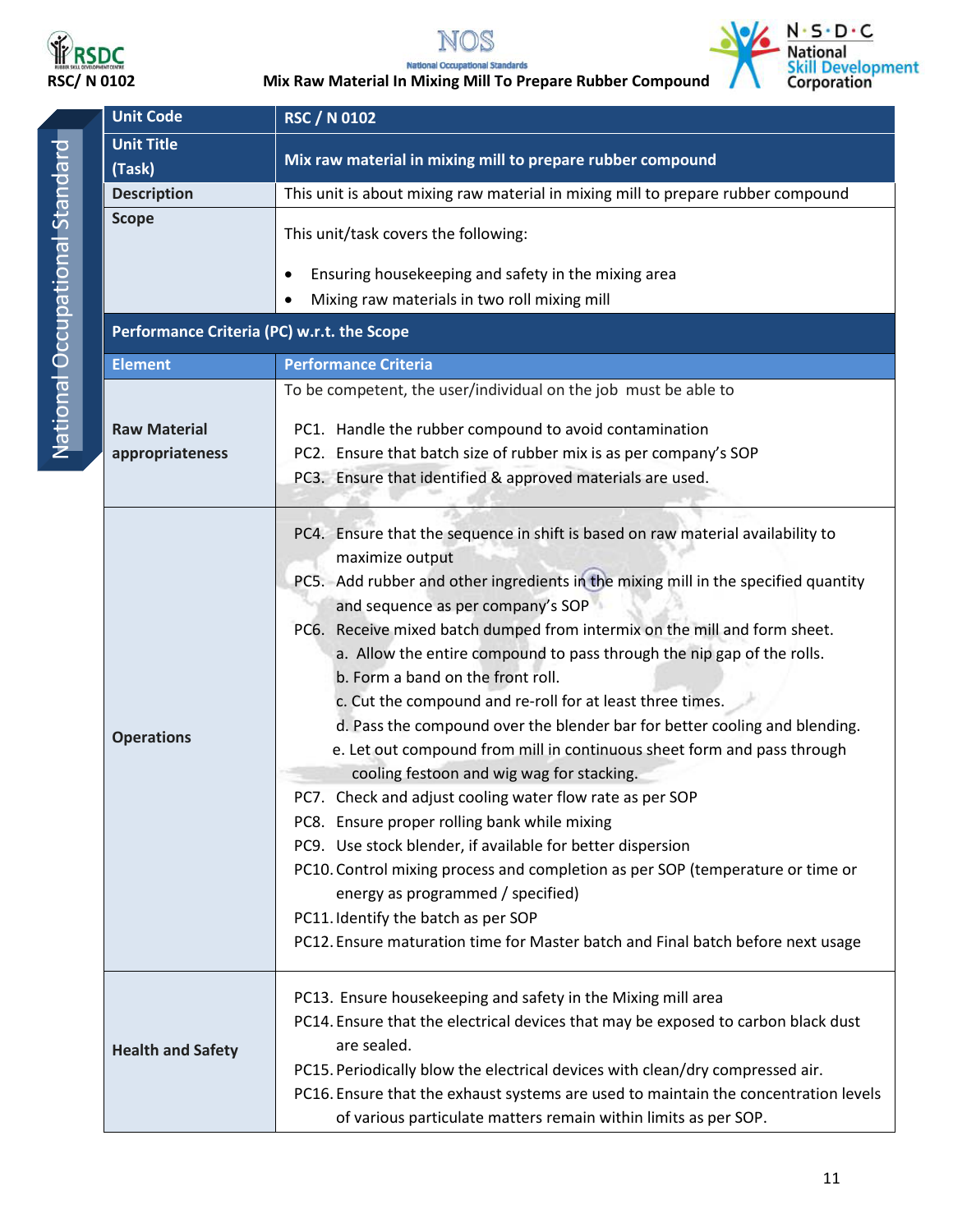| Unit Code | RSC / N 0102 |
|---|---|
| Unit Title (Task) | Mix raw material in mixing mill to prepare rubber compound |
| Description | This unit is about mixing raw material in mixing mill to prepare rubber compound |
| Scope | This unit/task covers the following:<br>• Ensuring housekeeping and safety in the mixing area<br>• Mixing raw materials in two roll mixing mill |
| **Performance Criteria (PC) w.r.t. the Scope** | |
| **Element** | **Performance Criteria** |
| | To be competent, the user/individual on the job must be able to |
| Raw Material appropriateness | PC1. Handle the rubber compound to avoid contamination<br>PC2. Ensure that batch size of rubber mix is as per company's SOP<br>PC3. Ensure that identified & approved materials are used. |
| Operations | PC4. Ensure that the sequence in shift is based on raw material availability to maximize output<br>PC5. Add rubber and other ingredients in the mixing mill in the specified quantity and sequence as per company's SOP<br>PC6. Receive mixed batch dumped from intermix on the mill and form sheet.<br>a. Allow the entire compound to pass through the nip gap of the rolls.<br>b. Form a band on the front roll.<br>c. Cut the compound and re-roll for at least three times.<br>d. Pass the compound over the blender bar for better cooling and blending.<br>e. Let out compound from mill in continuous sheet form and pass through cooling festoon and wig wag for stacking.<br>PC7. Check and adjust cooling water flow rate as per SOP<br>PC8. Ensure proper rolling bank while mixing<br>PC9. Use stock blender, if available for better dispersion<br>PC10. Control mixing process and completion as per SOP (temperature or time or energy as programmed / specified)<br>PC11. Identify the batch as per SOP<br>PC12. Ensure maturation time for Master batch and Final batch before next usage |
| Health and Safety | PC13. Ensure housekeeping and safety in the Mixing mill area<br>PC14. Ensure that the electrical devices that may be exposed to carbon black dust are sealed.<br>PC15. Periodically blow the electrical devices with clean/dry compressed air.<br>PC16. Ensure that the exhaust systems are used to maintain the concentration levels of various particulate matters remain within limits as per SOP. |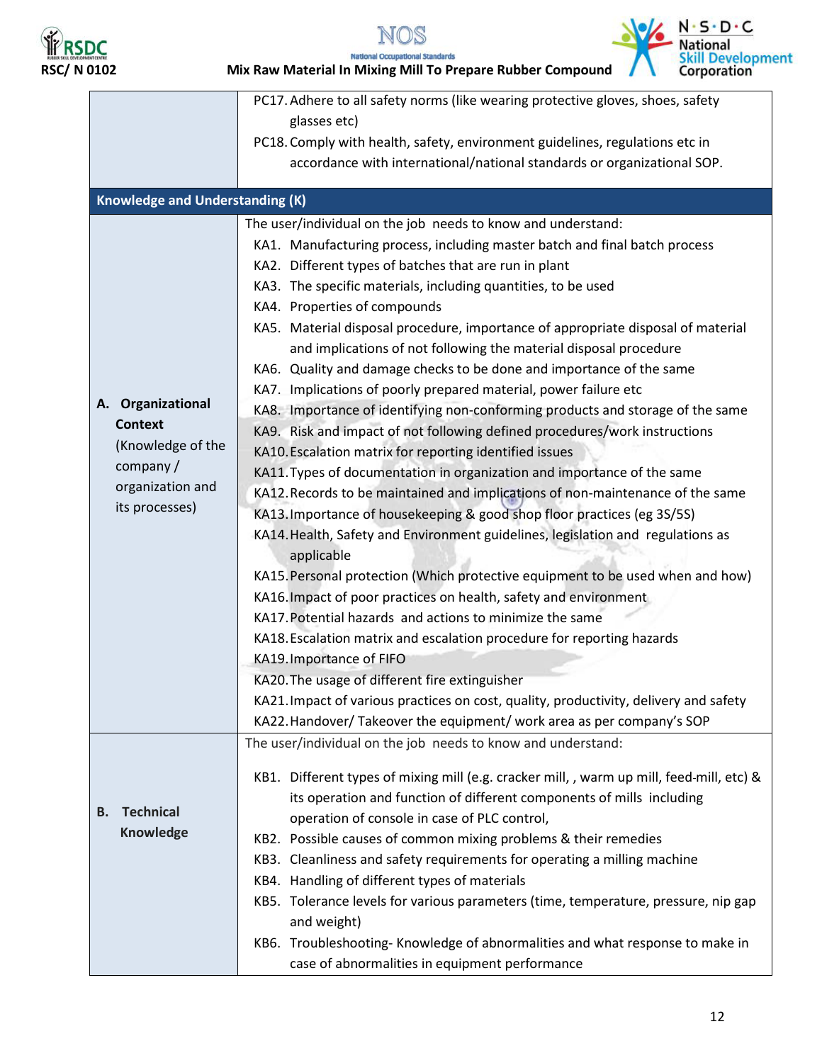| | |
|---|---|
| | PC17. Adhere to all safety norms (like wearing protective gloves, shoes, safety glasses etc)<br>PC18. Comply with health, safety, environment guidelines, regulations etc in accordance with international/national standards or organizational SOP. |
| **Knowledge and Understanding (K)** | |
| **A. Organizational Context** (Knowledge of the company / organization and its processes) | The user/individual on the job needs to know and understand:<br>KA1. Manufacturing process, including master batch and final batch process<br>KA2. Different types of batches that are run in plant<br>KA3. The specific materials, including quantities, to be used<br>KA4. Properties of compounds<br>KA5. Material disposal procedure, importance of appropriate disposal of material and implications of not following the material disposal procedure<br>KA6. Quality and damage checks to be done and importance of the same<br>KA7. Implications of poorly prepared material, power failure etc<br>KA8. Importance of identifying non-conforming products and storage of the same<br>KA9. Risk and impact of not following defined procedures/work instructions<br>KA10. Escalation matrix for reporting identified issues<br>KA11. Types of documentation in organization and importance of the same<br>KA12. Records to be maintained and implications of non-maintenance of the same<br>KA13. Importance of housekeeping & good shop floor practices (eg 3S/5S)<br>KA14. Health, Safety and Environment guidelines, legislation and regulations as applicable<br>KA15. Personal protection (Which protective equipment to be used when and how)<br>KA16. Impact of poor practices on health, safety and environment<br>KA17. Potential hazards and actions to minimize the same<br>KA18. Escalation matrix and escalation procedure for reporting hazards<br>KA19. Importance of FIFO<br>KA20. The usage of different fire extinguisher<br>KA21. Impact of various practices on cost, quality, productivity, delivery and safety<br>KA22. Handover/ Takeover the equipment/ work area as per company's SOP |
| **B. Technical Knowledge** | The user/individual on the job needs to know and understand:<br>KB1. Different types of mixing mill (e.g. cracker mill, , warm up mill, feed-mill, etc) & its operation and function of different components of mills including operation of console in case of PLC control,<br>KB2. Possible causes of common mixing problems & their remedies<br>KB3. Cleanliness and safety requirements for operating a milling machine<br>KB4. Handling of different types of materials<br>KB5. Tolerance levels for various parameters (time, temperature, pressure, nip gap and weight)<br>KB6. Troubleshooting- Knowledge of abnormalities and what response to make in case of abnormalities in equipment performance |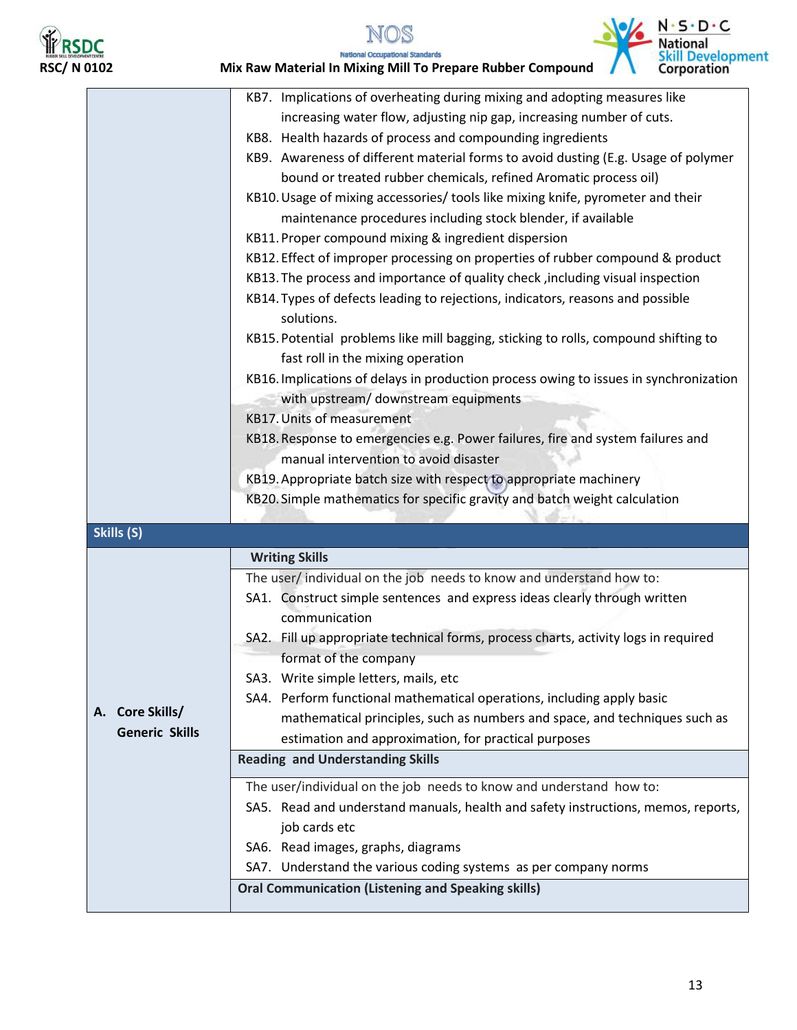| | |
|---|---|
| | KB7. Implications of overheating during mixing and adopting measures like increasing water flow, adjusting nip gap, increasing number of cuts.<br>KB8. Health hazards of process and compounding ingredients<br>KB9. Awareness of different material forms to avoid dusting (E.g. Usage of polymer bound or treated rubber chemicals, refined Aromatic process oil)<br>KB10. Usage of mixing accessories/ tools like mixing knife, pyrometer and their maintenance procedures including stock blender, if available<br>KB11. Proper compound mixing & ingredient dispersion<br>KB12. Effect of improper processing on properties of rubber compound & product<br>KB13. The process and importance of quality check ,including visual inspection<br>KB14. Types of defects leading to rejections, indicators, reasons and possible solutions.<br>KB15. Potential problems like mill bagging, sticking to rolls, compound shifting to fast roll in the mixing operation<br>KB16. Implications of delays in production process owing to issues in synchronization with upstream/ downstream equipments<br>KB17. Units of measurement<br>KB18. Response to emergencies e.g. Power failures, fire and system failures and manual intervention to avoid disaster<br>KB19. Appropriate batch size with respect to appropriate machinery<br>KB20. Simple mathematics for specific gravity and batch weight calculation |
| **Skills (S)** | |
| **A. Core Skills/ Generic Skills** | **Writing Skills**<br>The user/ individual on the job needs to know and understand how to:<br>SA1. Construct simple sentences and express ideas clearly through written communication<br>SA2. Fill up appropriate technical forms, process charts, activity logs in required format of the company<br>SA3. Write simple letters, mails, etc<br>SA4. Perform functional mathematical operations, including apply basic mathematical principles, such as numbers and space, and techniques such as estimation and approximation, for practical purposes |
| | **Reading and Understanding Skills**<br>The user/individual on the job needs to know and understand how to:<br>SA5. Read and understand manuals, health and safety instructions, memos, reports, job cards etc<br>SA6. Read images, graphs, diagrams<br>SA7. Understand the various coding systems as per company norms |
| | **Oral Communication (Listening and Speaking skills)** |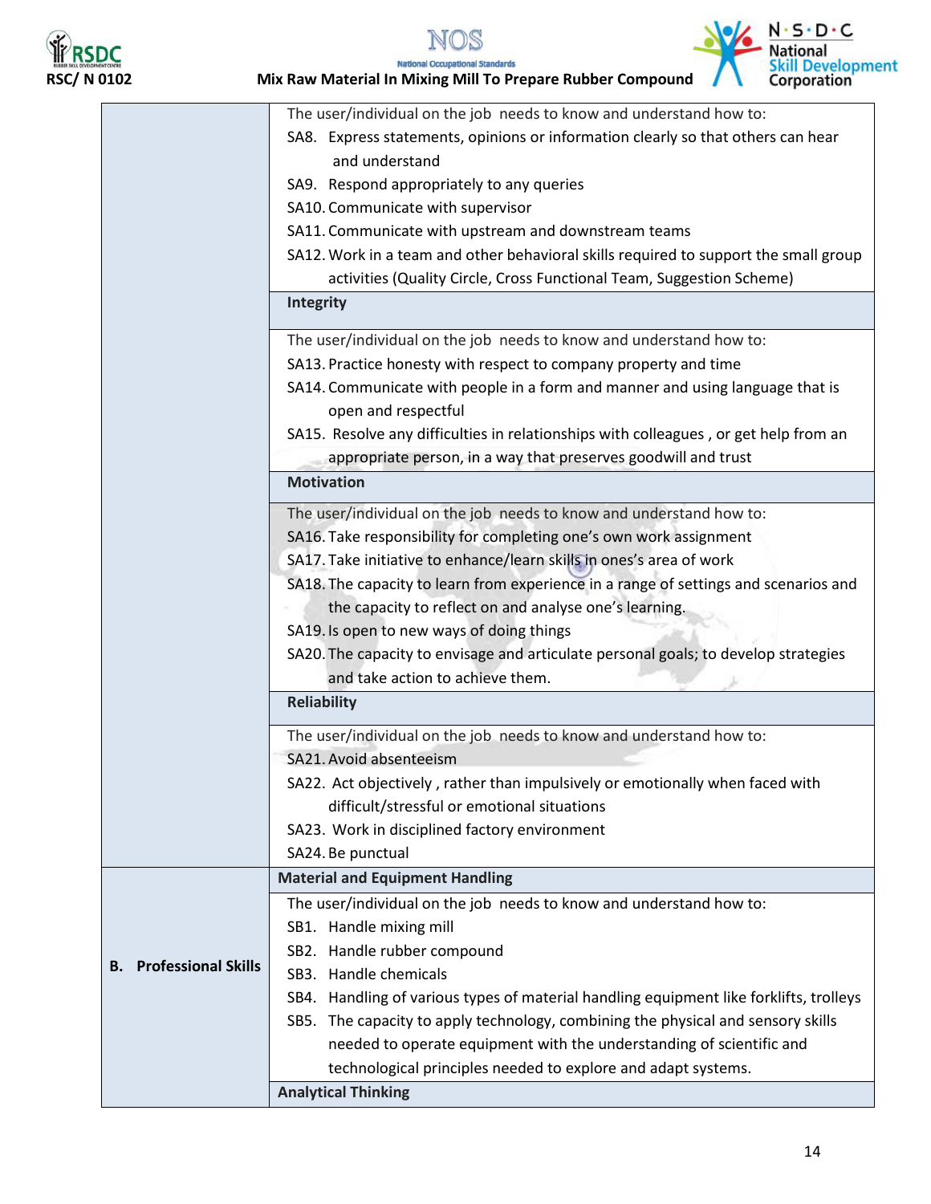| | |
|---|---|
| | The user/individual on the job needs to know and understand how to:<br>SA8. Express statements, opinions or information clearly so that others can hear and understand<br>SA9. Respond appropriately to any queries<br>SA10. Communicate with supervisor<br>SA11. Communicate with upstream and downstream teams<br>SA12. Work in a team and other behavioral skills required to support the small group activities (Quality Circle, Cross Functional Team, Suggestion Scheme) |
| | **Integrity** |
| | The user/individual on the job needs to know and understand how to:<br>SA13. Practice honesty with respect to company property and time<br>SA14. Communicate with people in a form and manner and using language that is open and respectful<br>SA15. Resolve any difficulties in relationships with colleagues , or get help from an appropriate person, in a way that preserves goodwill and trust |
| | **Motivation** |
| | The user/individual on the job needs to know and understand how to:<br>SA16. Take responsibility for completing one's own work assignment<br>SA17. Take initiative to enhance/learn skills in ones's area of work<br>SA18. The capacity to learn from experience in a range of settings and scenarios and the capacity to reflect on and analyse one's learning.<br>SA19. Is open to new ways of doing things<br>SA20. The capacity to envisage and articulate personal goals; to develop strategies and take action to achieve them. |
| | **Reliability** |
| | The user/individual on the job needs to know and understand how to:<br>SA21. Avoid absenteeism<br>SA22. Act objectively , rather than impulsively or emotionally when faced with difficult/stressful or emotional situations<br>SA23. Work in disciplined factory environment<br>SA24. Be punctual |
| **B. Professional Skills** | **Material and Equipment Handling** |
| | The user/individual on the job needs to know and understand how to:<br>SB1. Handle mixing mill<br>SB2. Handle rubber compound<br>SB3. Handle chemicals<br>SB4. Handling of various types of material handling equipment like forklifts, trolleys<br>SB5. The capacity to apply technology, combining the physical and sensory skills needed to operate equipment with the understanding of scientific and technological principles needed to explore and adapt systems. |
| | **Analytical Thinking** |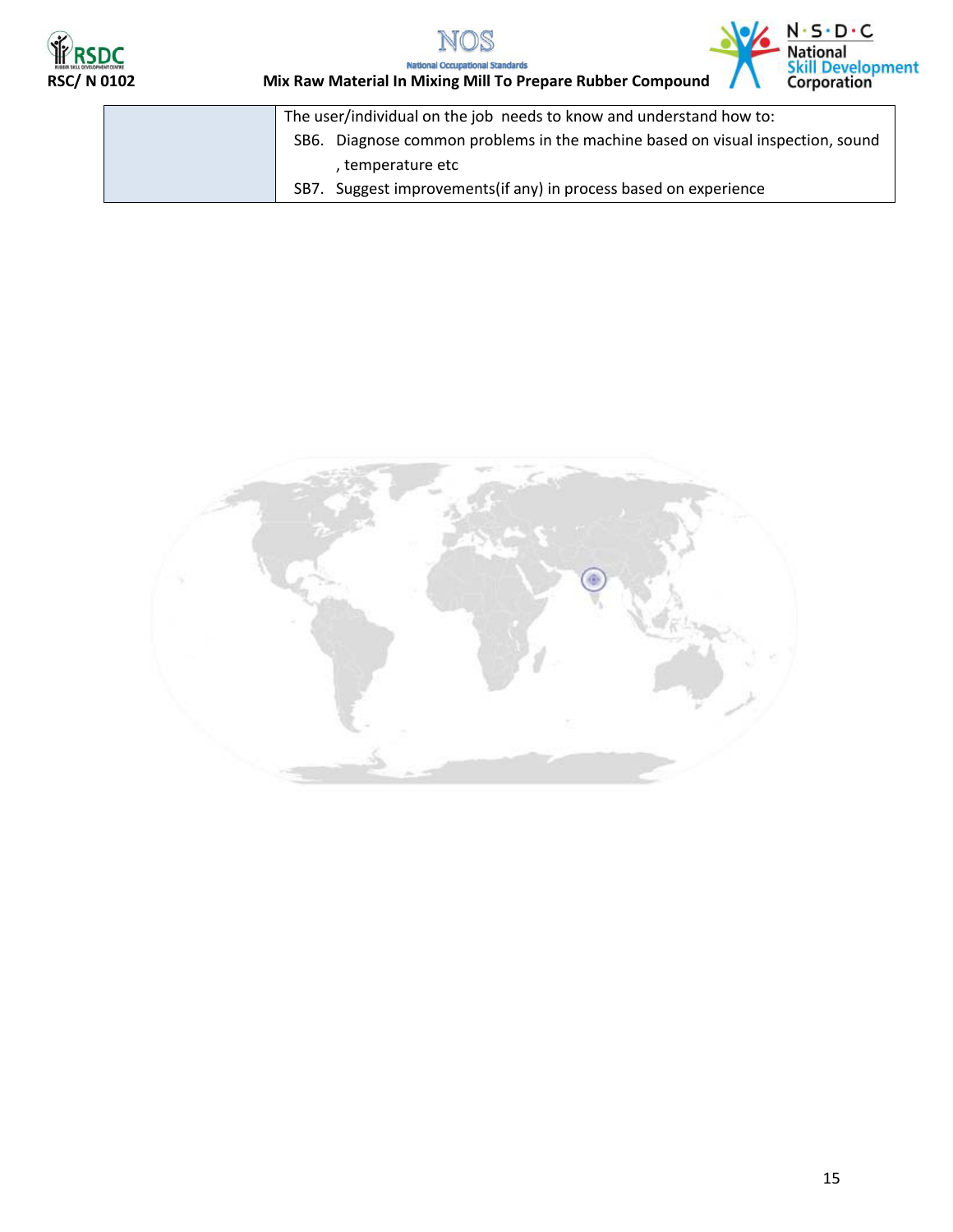| | The user/individual on the job needs to know and understand how to:<br>SB6. Diagnose common problems in the machine based on visual inspection, sound , temperature etc<br>SB7. Suggest improvements(if any) in process based on experience |
|---|---|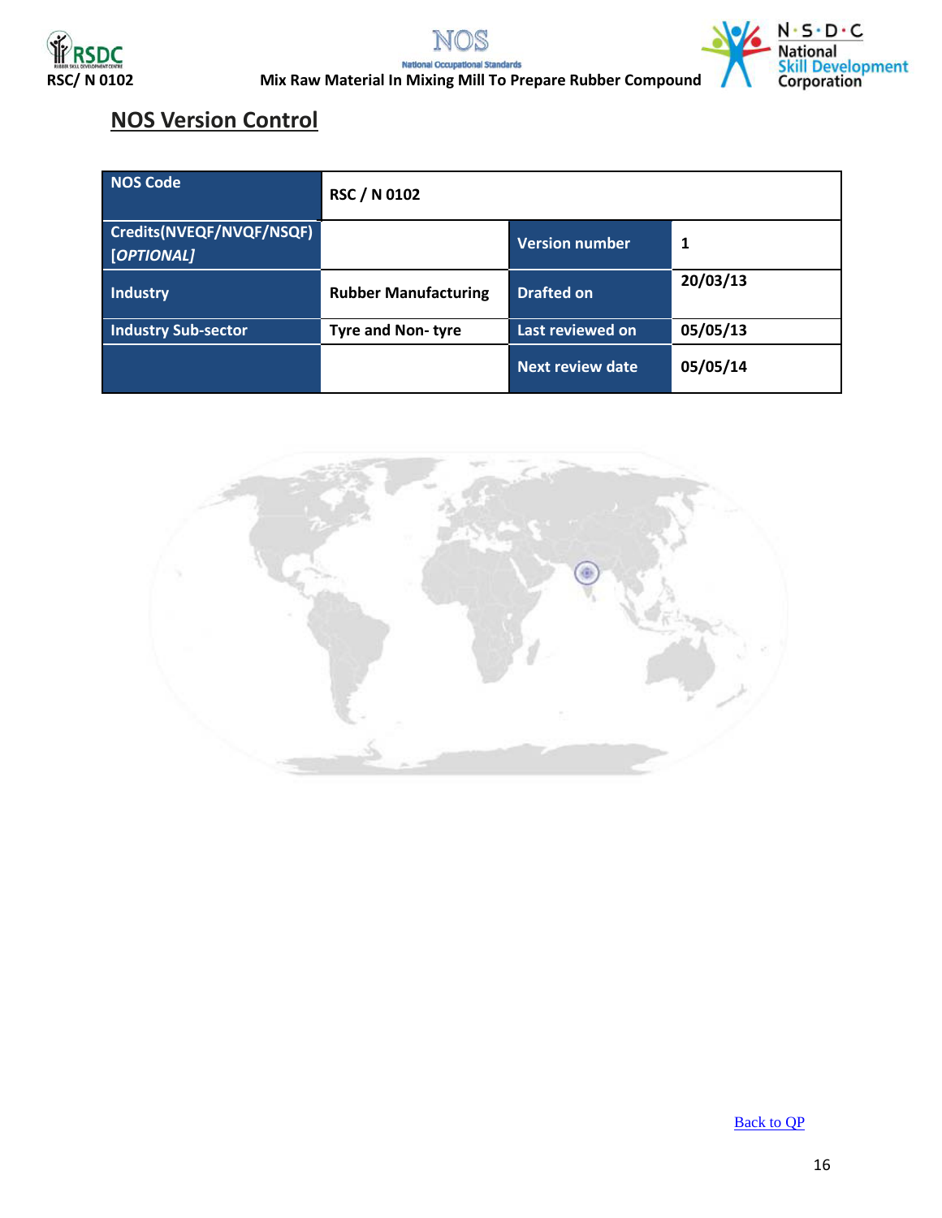## NOS Version Control

| NOS Code | RSC / N 0102 | | |
|---|---|---|---|
| Credits(NVEQF/NVQF/NSQF) *[OPTIONAL]* | | Version number | 1 |
| Industry | Rubber Manufacturing | Drafted on | 20/03/13 |
| Industry Sub-sector | Tyre and Non- tyre | Last reviewed on | 05/05/13 |
| | | Next review date | 05/05/14 |

Back to QP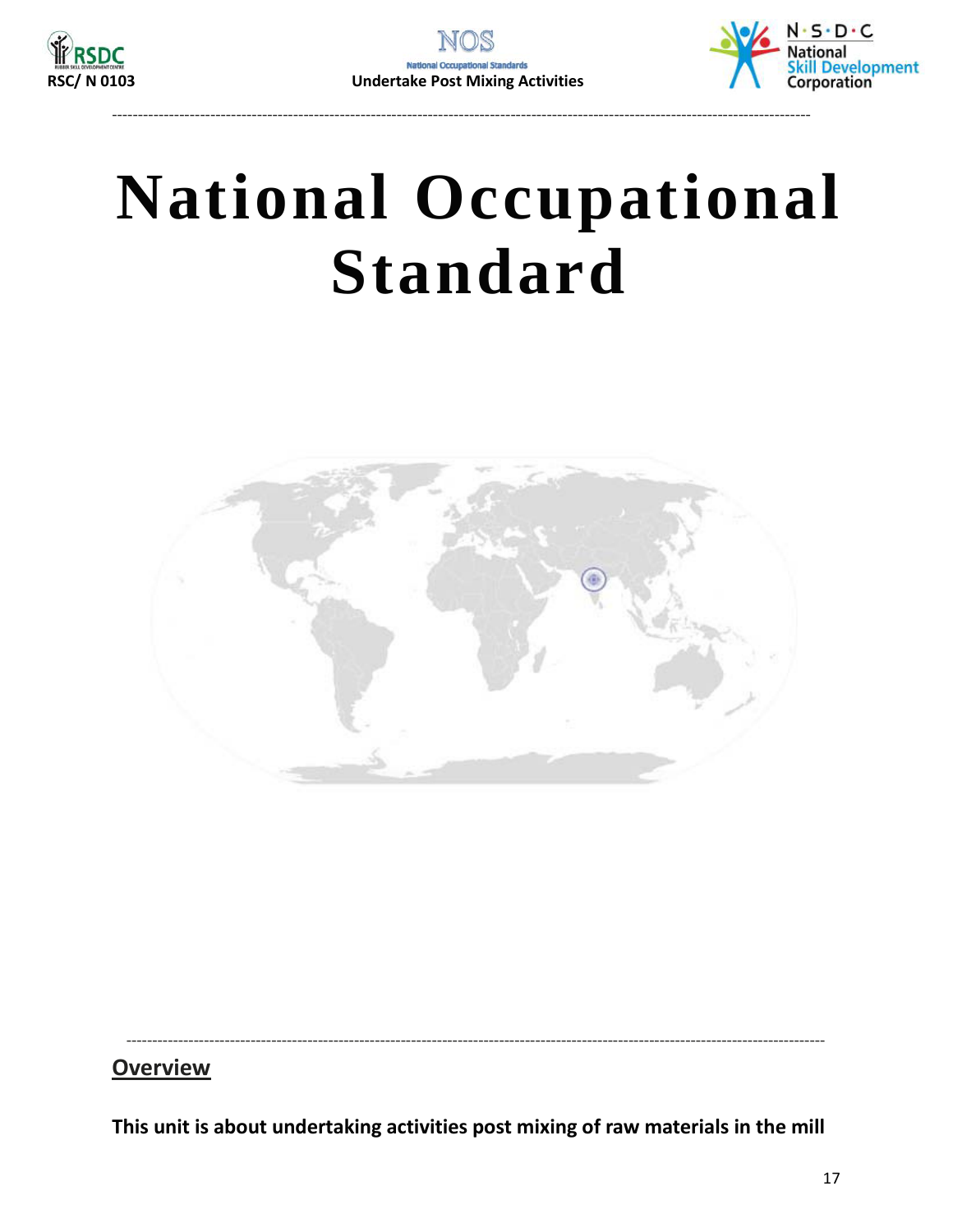# National Occupational Standard

## Overview

**This unit is about undertaking activities post mixing of raw materials in the mill**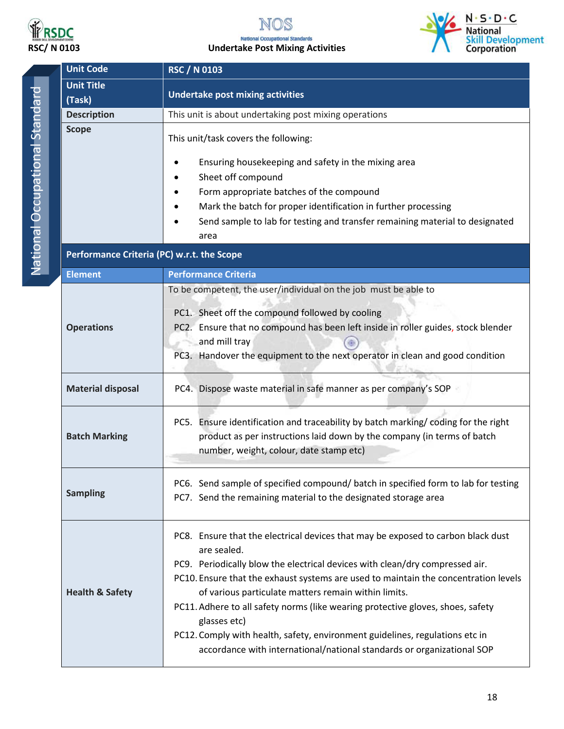| Unit Code | RSC / N 0103 |
|---|---|
| Unit Title (Task) | Undertake post mixing activities |
| Description | This unit is about undertaking post mixing operations |
| Scope | This unit/task covers the following:<br><br>• Ensuring housekeeping and safety in the mixing area<br>• Sheet off compound<br>• Form appropriate batches of the compound<br>• Mark the batch for proper identification in further processing<br>• Send sample to lab for testing and transfer remaining material to designated area |
| **Performance Criteria (PC) w.r.t. the Scope** | |
| **Element** | **Performance Criteria** |
| Operations | To be competent, the user/individual on the job must be able to<br><br>PC1. Sheet off the compound followed by cooling<br>PC2. Ensure that no compound has been left inside in roller guides, stock blender and mill tray<br>PC3. Handover the equipment to the next operator in clean and good condition |
| Material disposal | PC4. Dispose waste material in safe manner as per company's SOP |
| Batch Marking | PC5. Ensure identification and traceability by batch marking/ coding for the right product as per instructions laid down by the company (in terms of batch number, weight, colour, date stamp etc) |
| Sampling | PC6. Send sample of specified compound/ batch in specified form to lab for testing<br>PC7. Send the remaining material to the designated storage area |
| Health & Safety | PC8. Ensure that the electrical devices that may be exposed to carbon black dust are sealed.<br>PC9. Periodically blow the electrical devices with clean/dry compressed air.<br>PC10. Ensure that the exhaust systems are used to maintain the concentration levels of various particulate matters remain within limits.<br>PC11. Adhere to all safety norms (like wearing protective gloves, shoes, safety glasses etc)<br>PC12. Comply with health, safety, environment guidelines, regulations etc in accordance with international/national standards or organizational SOP |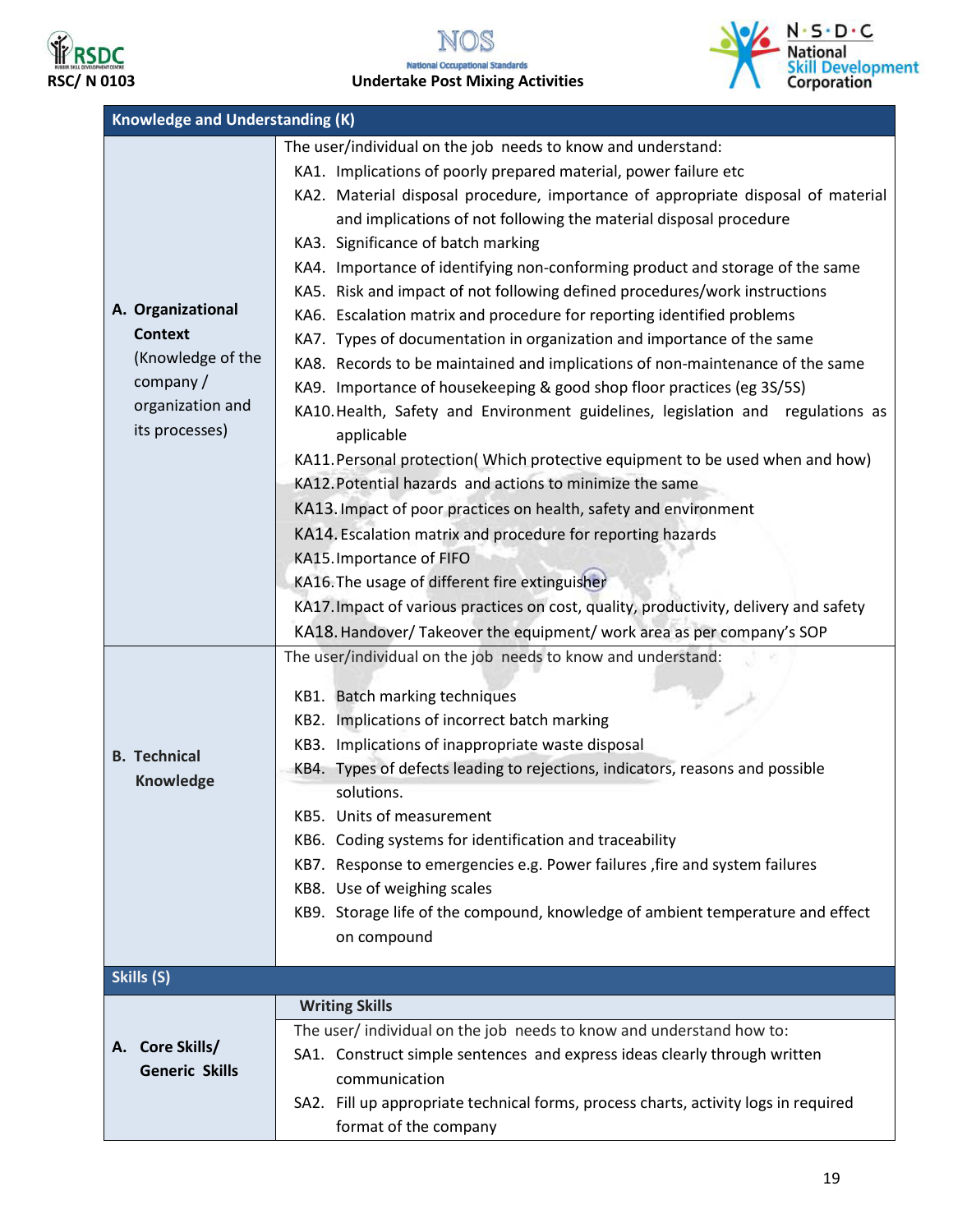| Knowledge and Understanding (K) | |
|---|---|
| **A. Organizational Context** (Knowledge of the company / organization and its processes) | The user/individual on the job needs to know and understand:<br>KA1. Implications of poorly prepared material, power failure etc<br>KA2. Material disposal procedure, importance of appropriate disposal of material and implications of not following the material disposal procedure<br>KA3. Significance of batch marking<br>KA4. Importance of identifying non-conforming product and storage of the same<br>KA5. Risk and impact of not following defined procedures/work instructions<br>KA6. Escalation matrix and procedure for reporting identified problems<br>KA7. Types of documentation in organization and importance of the same<br>KA8. Records to be maintained and implications of non-maintenance of the same<br>KA9. Importance of housekeeping & good shop floor practices (eg 3S/5S)<br>KA10. Health, Safety and Environment guidelines, legislation and regulations as applicable<br>KA11. Personal protection( Which protective equipment to be used when and how)<br>KA12. Potential hazards and actions to minimize the same<br>KA13. Impact of poor practices on health, safety and environment<br>KA14. Escalation matrix and procedure for reporting hazards<br>KA15. Importance of FIFO<br>KA16. The usage of different fire extinguisher<br>KA17. Impact of various practices on cost, quality, productivity, delivery and safety<br>KA18. Handover/ Takeover the equipment/ work area as per company's SOP |
| **B. Technical Knowledge** | The user/individual on the job needs to know and understand:<br>KB1. Batch marking techniques<br>KB2. Implications of incorrect batch marking<br>KB3. Implications of inappropriate waste disposal<br>KB4. Types of defects leading to rejections, indicators, reasons and possible solutions.<br>KB5. Units of measurement<br>KB6. Coding systems for identification and traceability<br>KB7. Response to emergencies e.g. Power failures ,fire and system failures<br>KB8. Use of weighing scales<br>KB9. Storage life of the compound, knowledge of ambient temperature and effect on compound |
| **Skills (S)** | |
| **A. Core Skills/ Generic Skills** | **Writing Skills**<br>The user/ individual on the job needs to know and understand how to:<br>SA1. Construct simple sentences and express ideas clearly through written communication<br>SA2. Fill up appropriate technical forms, process charts, activity logs in required format of the company |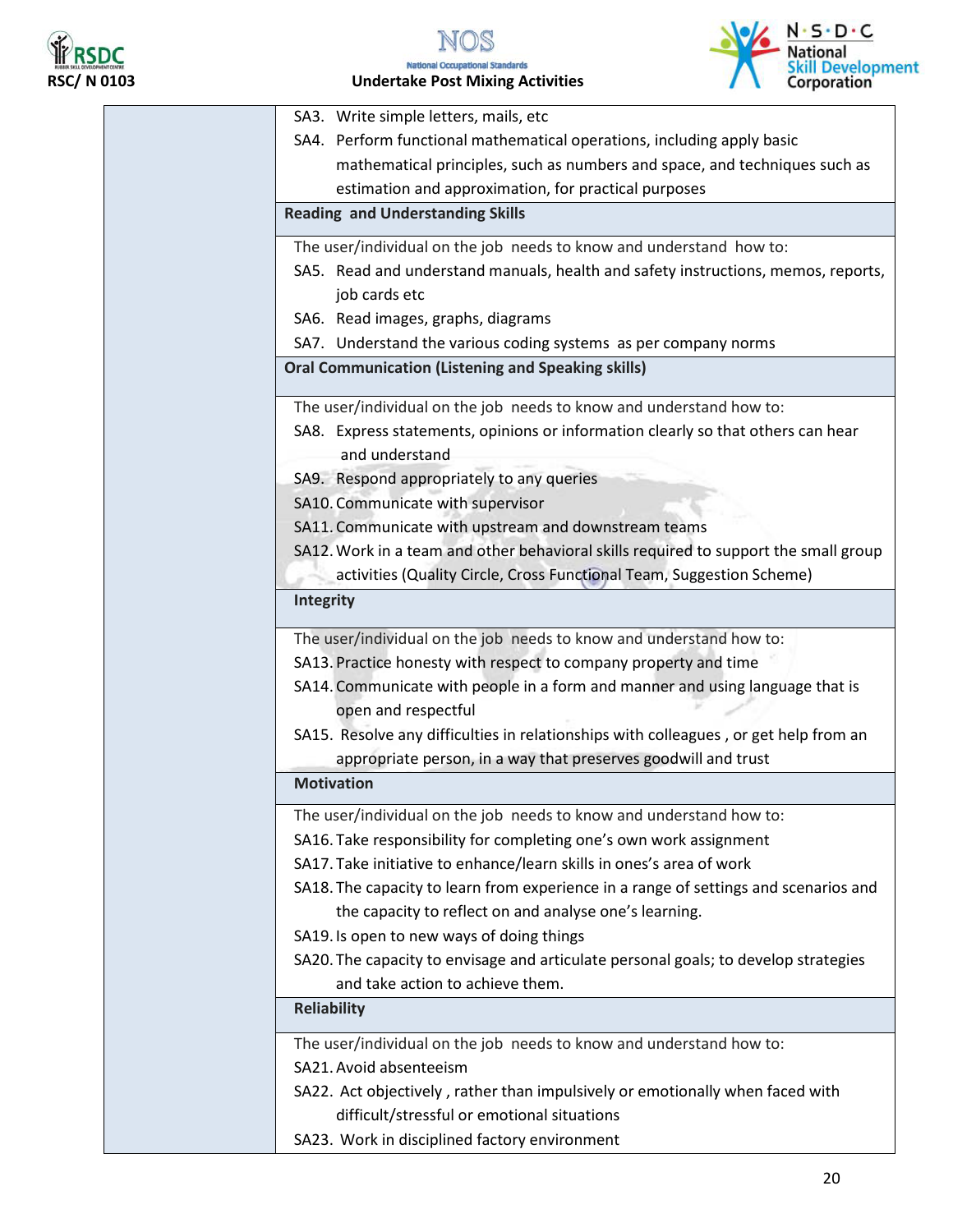| | |
|---|---|
| | SA3. Write simple letters, mails, etc<br>SA4. Perform functional mathematical operations, including apply basic mathematical principles, such as numbers and space, and techniques such as estimation and approximation, for practical purposes |
| | **Reading and Understanding Skills** |
| | The user/individual on the job needs to know and understand how to:<br>SA5. Read and understand manuals, health and safety instructions, memos, reports, job cards etc<br>SA6. Read images, graphs, diagrams<br>SA7. Understand the various coding systems as per company norms |
| | **Oral Communication (Listening and Speaking skills)** |
| | The user/individual on the job needs to know and understand how to:<br>SA8. Express statements, opinions or information clearly so that others can hear and understand<br>SA9. Respond appropriately to any queries<br>SA10. Communicate with supervisor<br>SA11. Communicate with upstream and downstream teams<br>SA12. Work in a team and other behavioral skills required to support the small group activities (Quality Circle, Cross Functional Team, Suggestion Scheme) |
| | **Integrity** |
| | The user/individual on the job needs to know and understand how to:<br>SA13. Practice honesty with respect to company property and time<br>SA14. Communicate with people in a form and manner and using language that is open and respectful<br>SA15. Resolve any difficulties in relationships with colleagues , or get help from an appropriate person, in a way that preserves goodwill and trust |
| | **Motivation** |
| | The user/individual on the job needs to know and understand how to:<br>SA16. Take responsibility for completing one's own work assignment<br>SA17. Take initiative to enhance/learn skills in ones's area of work<br>SA18. The capacity to learn from experience in a range of settings and scenarios and the capacity to reflect on and analyse one's learning.<br>SA19. Is open to new ways of doing things<br>SA20. The capacity to envisage and articulate personal goals; to develop strategies and take action to achieve them. |
| | **Reliability** |
| | The user/individual on the job needs to know and understand how to:<br>SA21. Avoid absenteeism<br>SA22. Act objectively , rather than impulsively or emotionally when faced with difficult/stressful or emotional situations<br>SA23. Work in disciplined factory environment |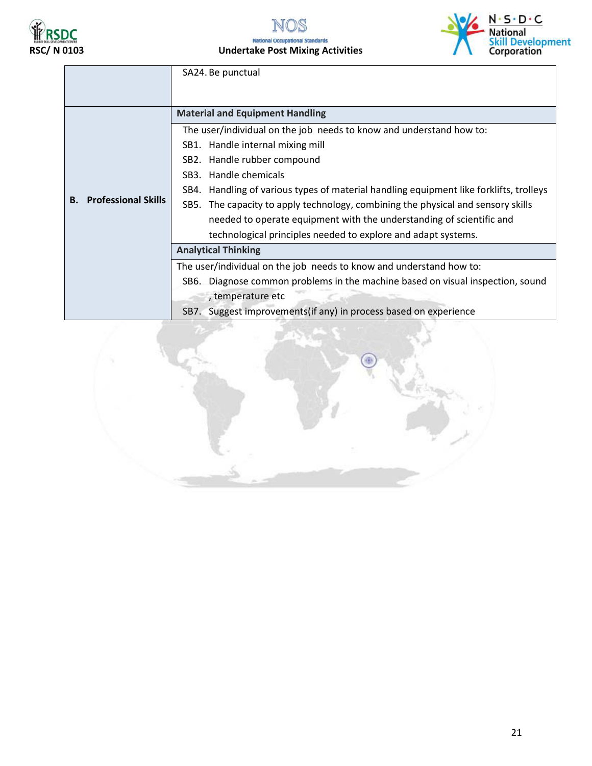| | |
|---|---|
| | SA24. Be punctual |
| **B. Professional Skills** | **Material and Equipment Handling** |
| | The user/individual on the job needs to know and understand how to:<br>SB1. Handle internal mixing mill<br>SB2. Handle rubber compound<br>SB3. Handle chemicals<br>SB4. Handling of various types of material handling equipment like forklifts, trolleys<br>SB5. The capacity to apply technology, combining the physical and sensory skills needed to operate equipment with the understanding of scientific and technological principles needed to explore and adapt systems. |
| | **Analytical Thinking** |
| | The user/individual on the job needs to know and understand how to:<br>SB6. Diagnose common problems in the machine based on visual inspection, sound , temperature etc<br>SB7. Suggest improvements(if any) in process based on experience |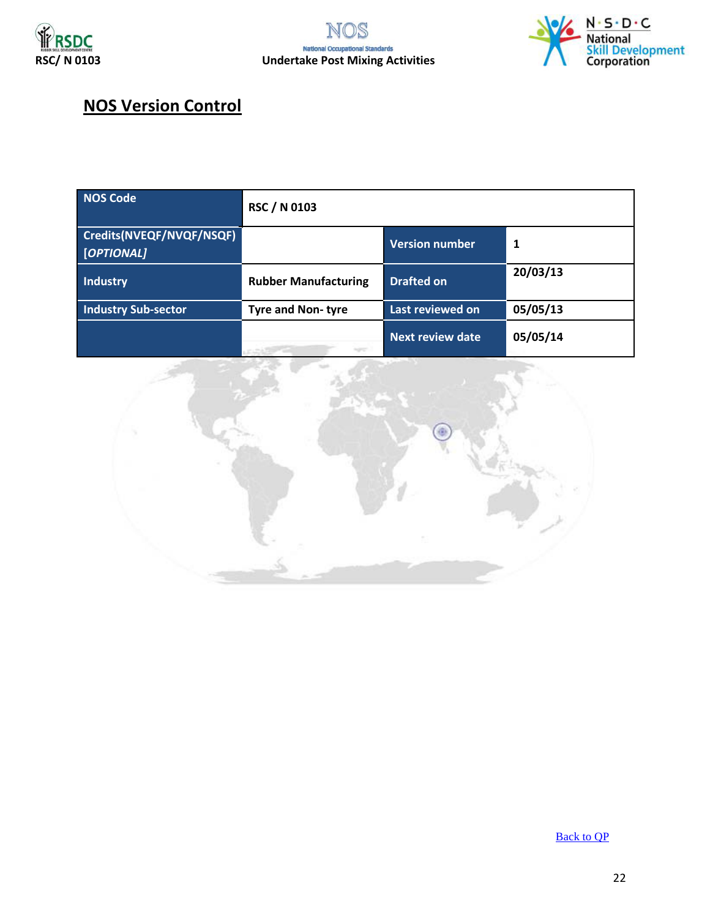## NOS Version Control

| NOS Code | RSC / N 0103 | | |
|---|---|---|---|
| Credits(NVEQF/NVQF/NSQF) *[OPTIONAL]* | | Version number | 1 |
| Industry | Rubber Manufacturing | Drafted on | 20/03/13 |
| Industry Sub-sector | Tyre and Non- tyre | Last reviewed on | 05/05/13 |
| | | Next review date | 05/05/14 |

Back to QP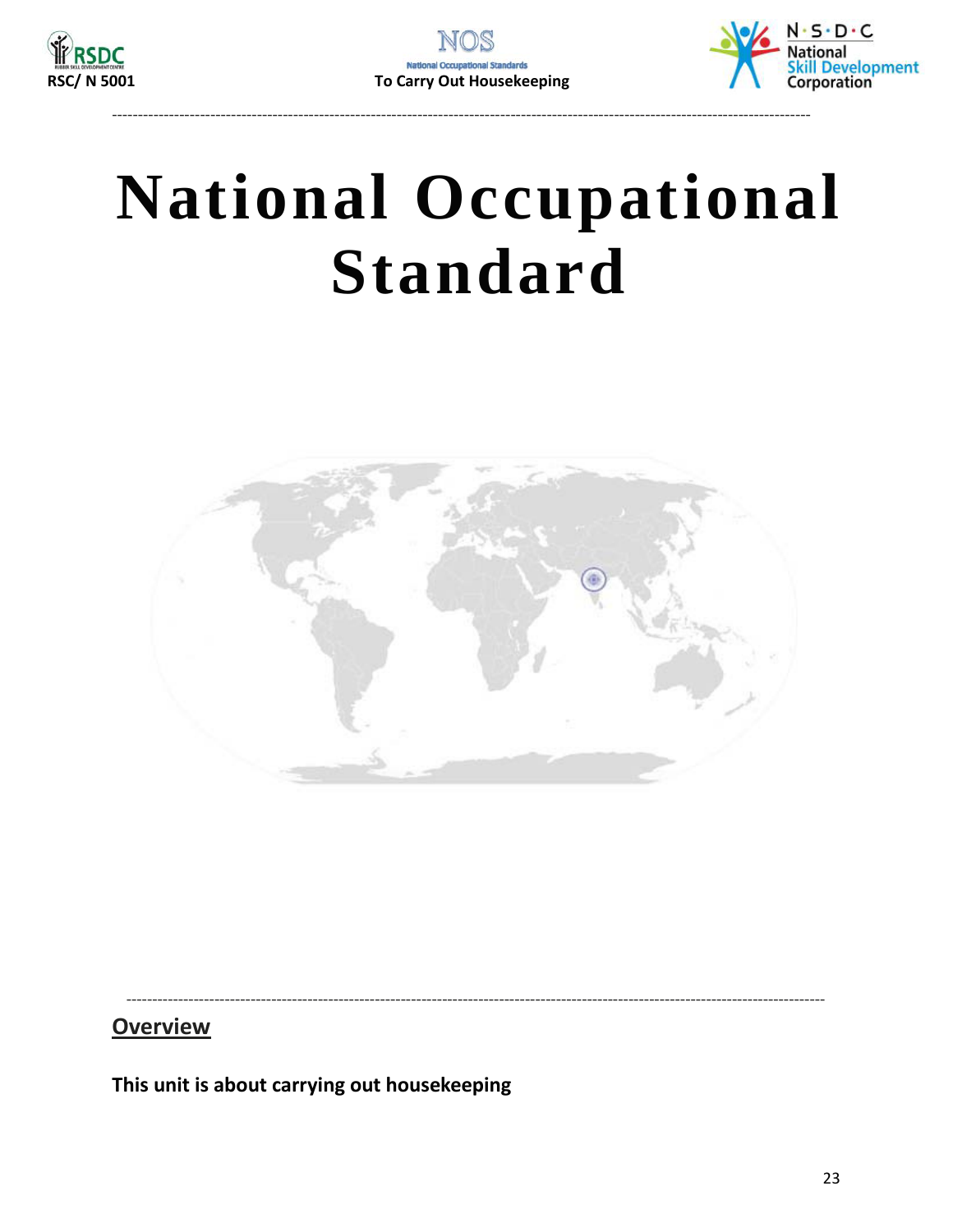# National Occupational Standard

## Overview

**This unit is about carrying out housekeeping**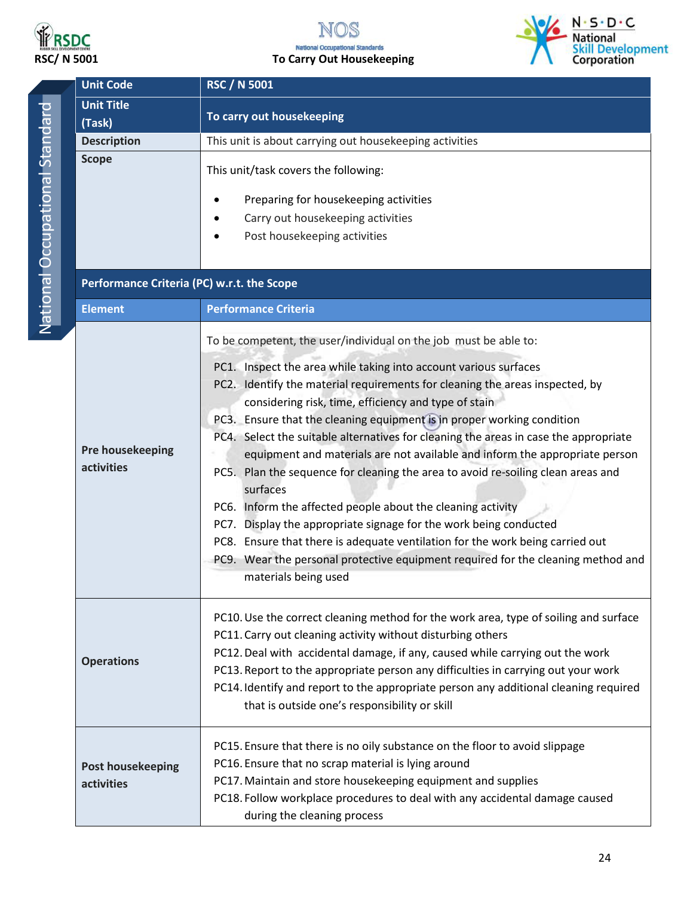| Unit Code | RSC / N 5001 |
| --- | --- |
| Unit Title (Task) | To carry out housekeeping |
| Description | This unit is about carrying out housekeeping activities |
| Scope | This unit/task covers the following:<br><br>• Preparing for housekeeping activities<br>• Carry out housekeeping activities<br>• Post housekeeping activities |
| **Performance Criteria (PC) w.r.t. the Scope** | |
| **Element** | **Performance Criteria** |
| Pre housekeeping activities | To be competent, the user/individual on the job must be able to:<br>PC1. Inspect the area while taking into account various surfaces<br>PC2. Identify the material requirements for cleaning the areas inspected, by considering risk, time, efficiency and type of stain<br>PC3. Ensure that the cleaning equipment is in proper working condition<br>PC4. Select the suitable alternatives for cleaning the areas in case the appropriate equipment and materials are not available and inform the appropriate person<br>PC5. Plan the sequence for cleaning the area to avoid re-soiling clean areas and surfaces<br>PC6. Inform the affected people about the cleaning activity<br>PC7. Display the appropriate signage for the work being conducted<br>PC8. Ensure that there is adequate ventilation for the work being carried out<br>PC9. Wear the personal protective equipment required for the cleaning method and materials being used |
| Operations | PC10. Use the correct cleaning method for the work area, type of soiling and surface<br>PC11. Carry out cleaning activity without disturbing others<br>PC12. Deal with accidental damage, if any, caused while carrying out the work<br>PC13. Report to the appropriate person any difficulties in carrying out your work<br>PC14. Identify and report to the appropriate person any additional cleaning required that is outside one's responsibility or skill |
| Post housekeeping activities | PC15. Ensure that there is no oily substance on the floor to avoid slippage<br>PC16. Ensure that no scrap material is lying around<br>PC17. Maintain and store housekeeping equipment and supplies<br>PC18. Follow workplace procedures to deal with any accidental damage caused during the cleaning process |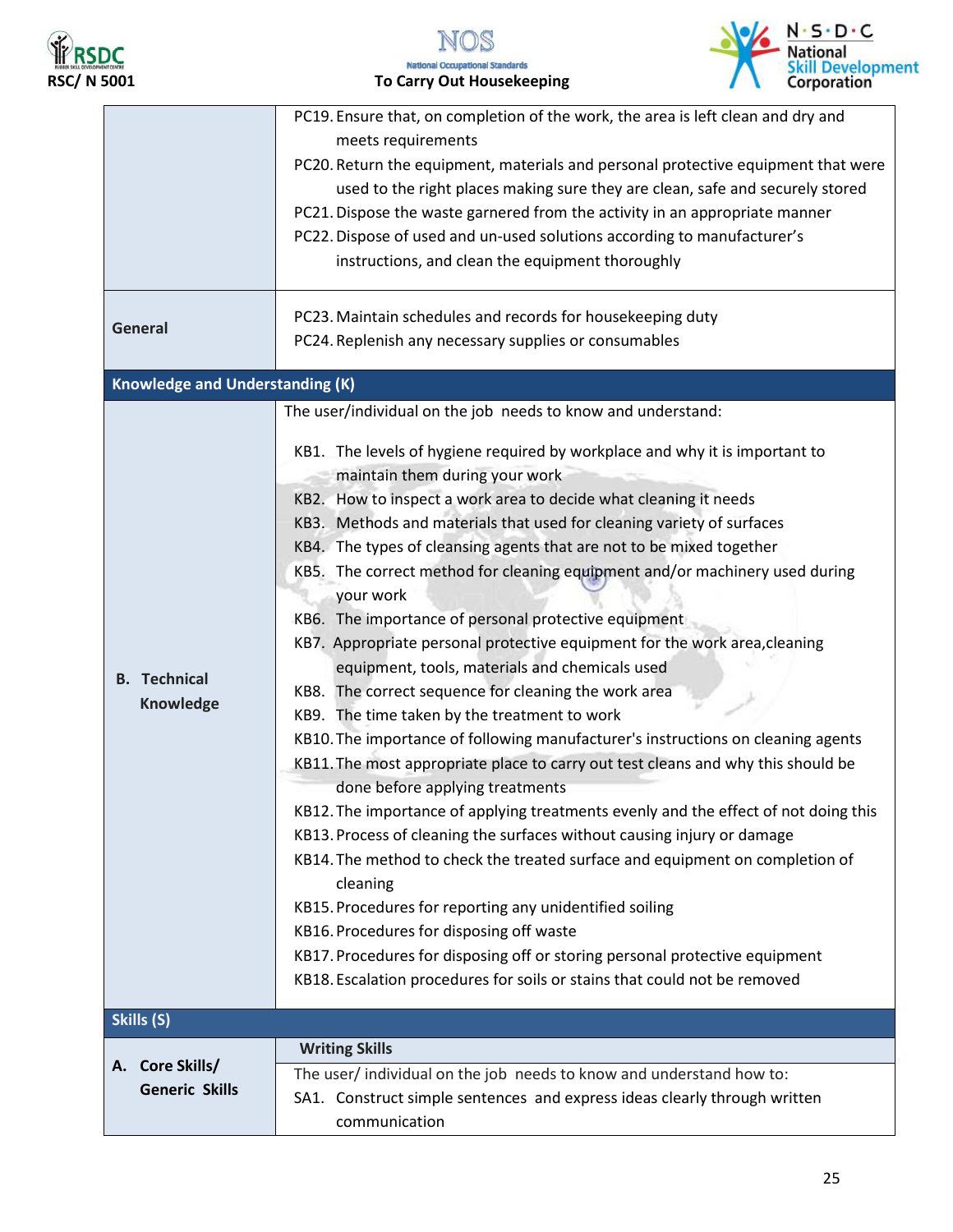| | |
|---|---|
| | PC19. Ensure that, on completion of the work, the area is left clean and dry and meets requirements<br>PC20. Return the equipment, materials and personal protective equipment that were used to the right places making sure they are clean, safe and securely stored<br>PC21. Dispose the waste garnered from the activity in an appropriate manner<br>PC22. Dispose of used and un-used solutions according to manufacturer's instructions, and clean the equipment thoroughly |
| **General** | PC23. Maintain schedules and records for housekeeping duty<br>PC24. Replenish any necessary supplies or consumables |
| **Knowledge and Understanding (K)** | |
| **B. Technical Knowledge** | The user/individual on the job needs to know and understand:<br>KB1. The levels of hygiene required by workplace and why it is important to maintain them during your work<br>KB2. How to inspect a work area to decide what cleaning it needs<br>KB3. Methods and materials that used for cleaning variety of surfaces<br>KB4. The types of cleansing agents that are not to be mixed together<br>KB5. The correct method for cleaning equipment and/or machinery used during your work<br>KB6. The importance of personal protective equipment<br>KB7. Appropriate personal protective equipment for the work area,cleaning equipment, tools, materials and chemicals used<br>KB8. The correct sequence for cleaning the work area<br>KB9. The time taken by the treatment to work<br>KB10. The importance of following manufacturer's instructions on cleaning agents<br>KB11. The most appropriate place to carry out test cleans and why this should be done before applying treatments<br>KB12. The importance of applying treatments evenly and the effect of not doing this<br>KB13. Process of cleaning the surfaces without causing injury or damage<br>KB14. The method to check the treated surface and equipment on completion of cleaning<br>KB15. Procedures for reporting any unidentified soiling<br>KB16. Procedures for disposing off waste<br>KB17. Procedures for disposing off or storing personal protective equipment<br>KB18. Escalation procedures for soils or stains that could not be removed |
| **Skills (S)** | |
| **A. Core Skills/ Generic Skills** | **Writing Skills**<br>The user/ individual on the job needs to know and understand how to:<br>SA1. Construct simple sentences and express ideas clearly through written communication |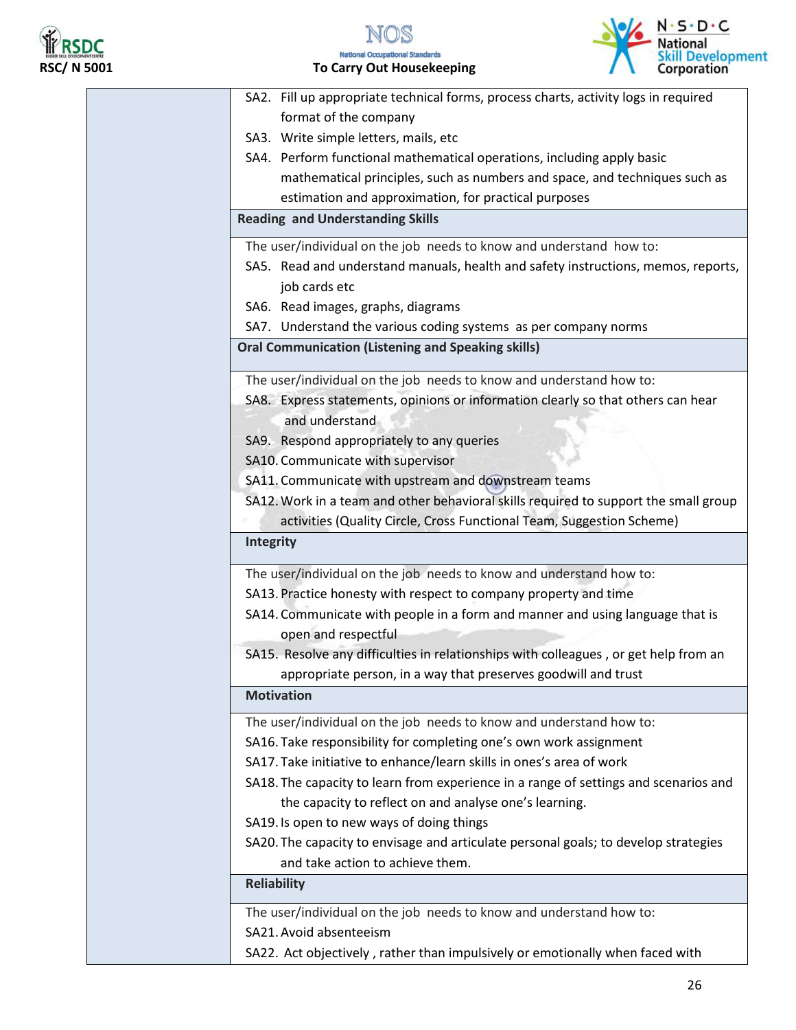| | |
|---|---|
| | SA2. Fill up appropriate technical forms, process charts, activity logs in required format of the company<br>SA3. Write simple letters, mails, etc<br>SA4. Perform functional mathematical operations, including apply basic mathematical principles, such as numbers and space, and techniques such as estimation and approximation, for practical purposes |
| | **Reading and Understanding Skills** |
| | The user/individual on the job needs to know and understand how to:<br>SA5. Read and understand manuals, health and safety instructions, memos, reports, job cards etc<br>SA6. Read images, graphs, diagrams<br>SA7. Understand the various coding systems as per company norms |
| | **Oral Communication (Listening and Speaking skills)** |
| | The user/individual on the job needs to know and understand how to:<br>SA8. Express statements, opinions or information clearly so that others can hear and understand<br>SA9. Respond appropriately to any queries<br>SA10. Communicate with supervisor<br>SA11. Communicate with upstream and downstream teams<br>SA12. Work in a team and other behavioral skills required to support the small group activities (Quality Circle, Cross Functional Team, Suggestion Scheme) |
| | **Integrity** |
| | The user/individual on the job needs to know and understand how to:<br>SA13. Practice honesty with respect to company property and time<br>SA14. Communicate with people in a form and manner and using language that is open and respectful<br>SA15. Resolve any difficulties in relationships with colleagues , or get help from an appropriate person, in a way that preserves goodwill and trust |
| | **Motivation** |
| | The user/individual on the job needs to know and understand how to:<br>SA16. Take responsibility for completing one's own work assignment<br>SA17. Take initiative to enhance/learn skills in ones's area of work<br>SA18. The capacity to learn from experience in a range of settings and scenarios and the capacity to reflect on and analyse one's learning.<br>SA19. Is open to new ways of doing things<br>SA20. The capacity to envisage and articulate personal goals; to develop strategies and take action to achieve them. |
| | **Reliability** |
| | The user/individual on the job needs to know and understand how to:<br>SA21. Avoid absenteeism<br>SA22. Act objectively , rather than impulsively or emotionally when faced with |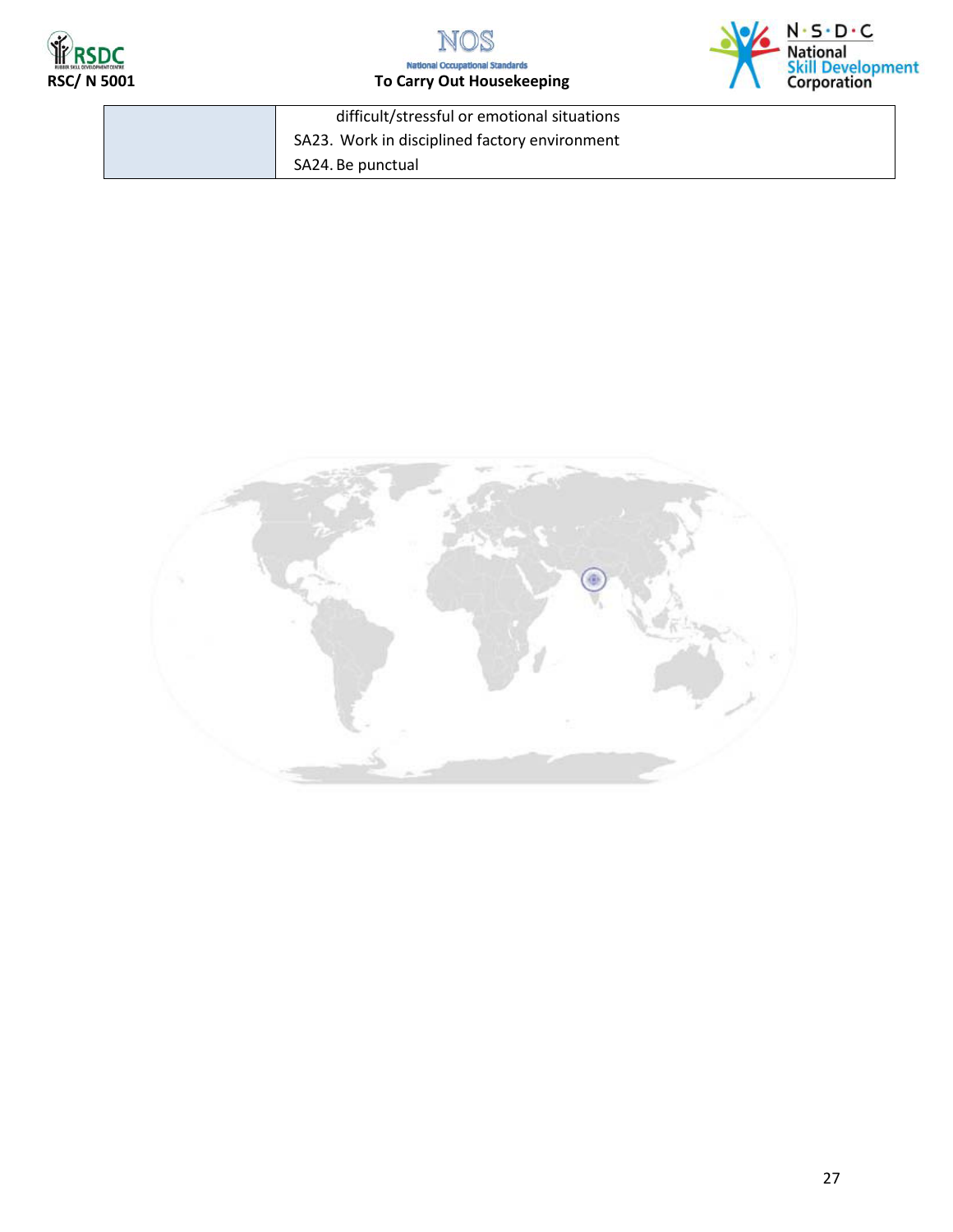| | |
|---|---|
| | difficult/stressful or emotional situations<br>SA23. Work in disciplined factory environment<br>SA24. Be punctual |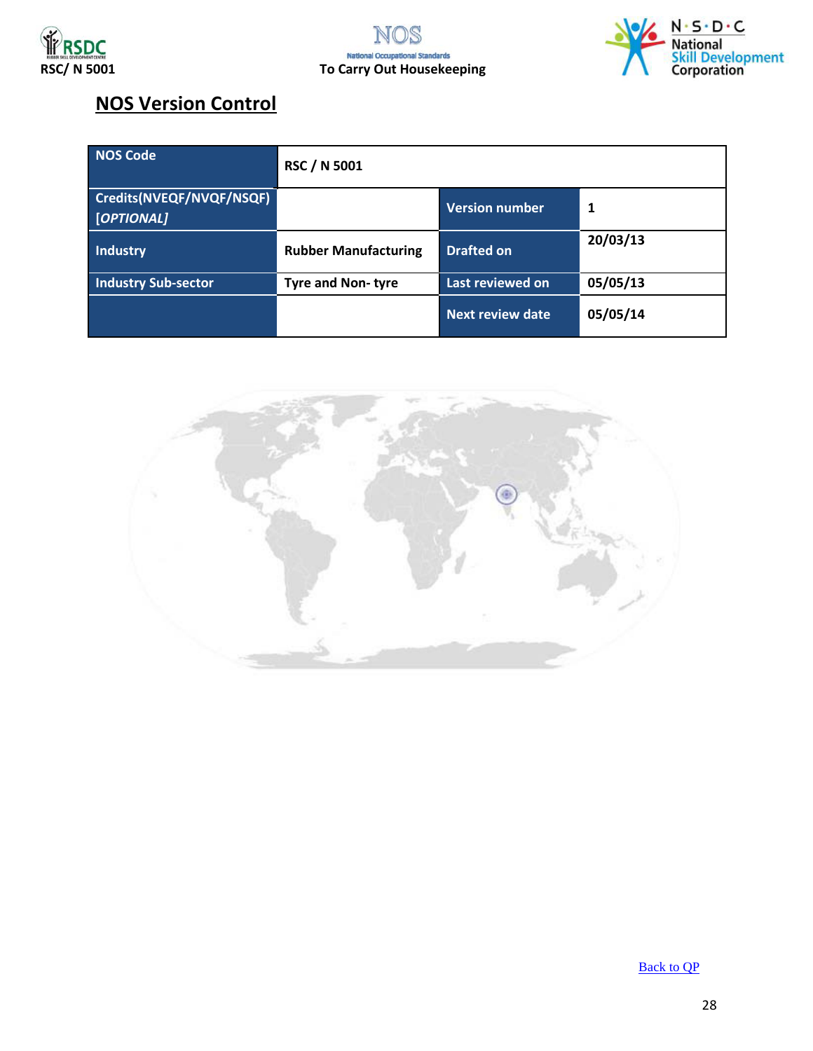## NOS Version Control

| NOS Code | RSC / N 5001 | | |
|---|---|---|---|
| Credits(NVEQF/NVQF/NSQF) *[OPTIONAL]* | | Version number | 1 |
| Industry | Rubber Manufacturing | Drafted on | 20/03/13 |
| Industry Sub-sector | Tyre and Non- tyre | Last reviewed on | 05/05/13 |
| | | Next review date | 05/05/14 |

Back to QP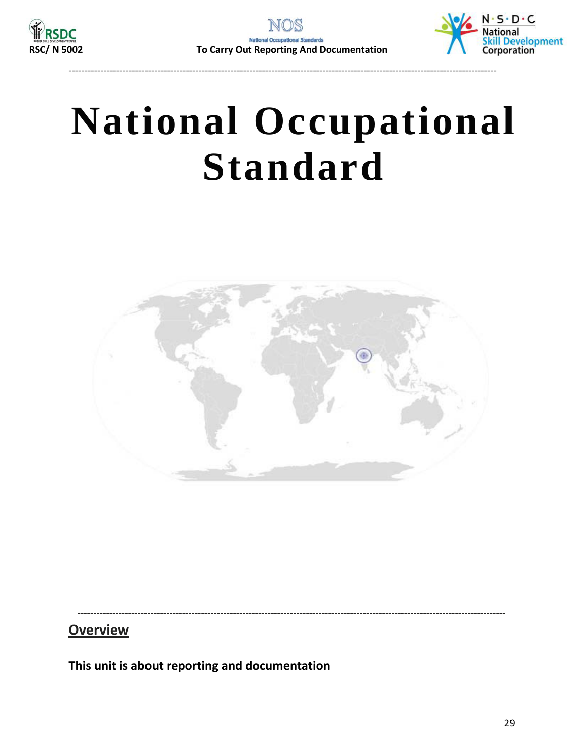# National Occupational Standard

## Overview

**This unit is about reporting and documentation**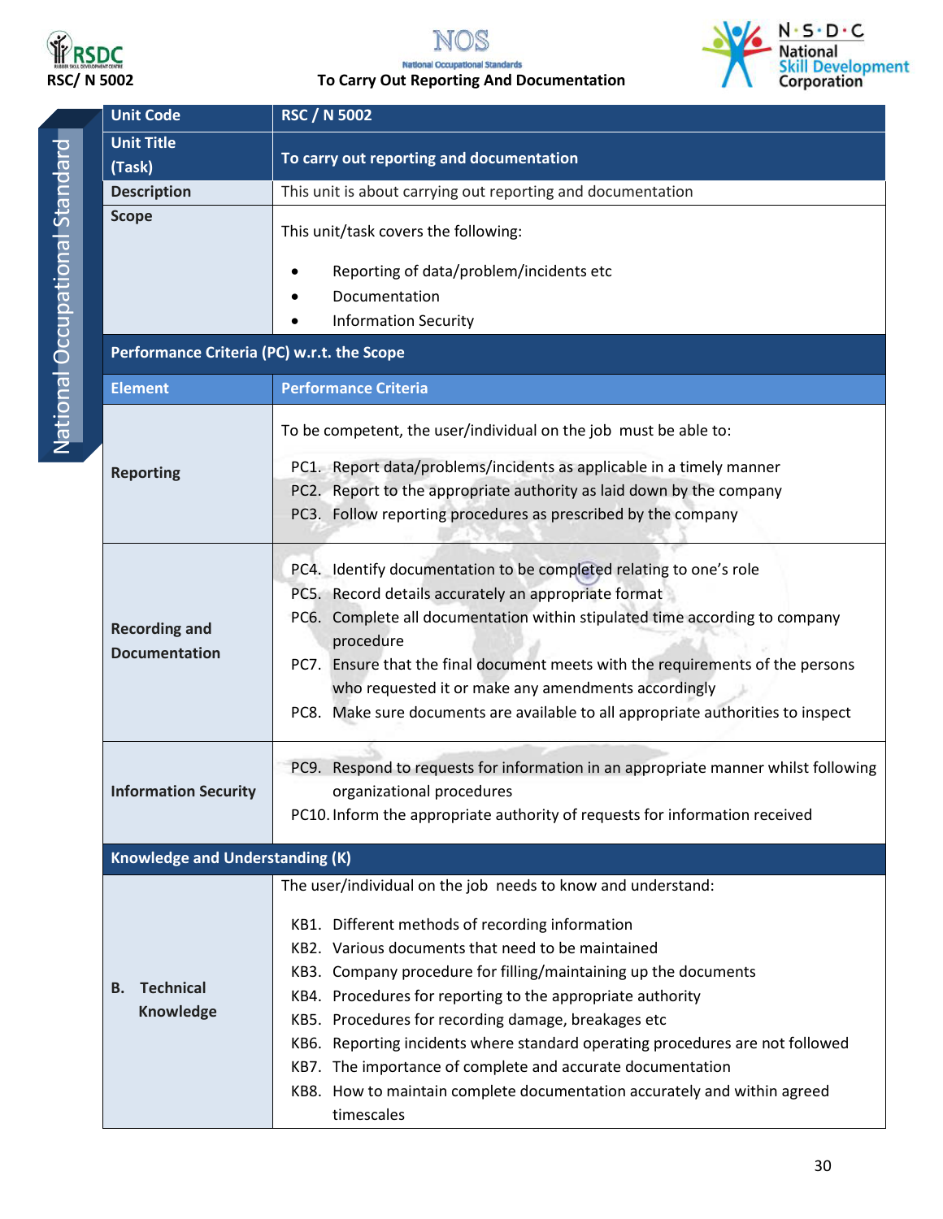| Unit Code | RSC / N 5002 |
|---|---|
| **Unit Title (Task)** | **To carry out reporting and documentation** |
| **Description** | This unit is about carrying out reporting and documentation |
| **Scope** | This unit/task covers the following:<br>• Reporting of data/problem/incidents etc<br>• Documentation<br>• Information Security |
| **Performance Criteria (PC) w.r.t. the Scope** | |
| **Element** | **Performance Criteria** |
| **Reporting** | To be competent, the user/individual on the job must be able to:<br>PC1. Report data/problems/incidents as applicable in a timely manner<br>PC2. Report to the appropriate authority as laid down by the company<br>PC3. Follow reporting procedures as prescribed by the company |
| **Recording and Documentation** | PC4. Identify documentation to be completed relating to one's role<br>PC5. Record details accurately an appropriate format<br>PC6. Complete all documentation within stipulated time according to company procedure<br>PC7. Ensure that the final document meets with the requirements of the persons who requested it or make any amendments accordingly<br>PC8. Make sure documents are available to all appropriate authorities to inspect |
| **Information Security** | PC9. Respond to requests for information in an appropriate manner whilst following organizational procedures<br>PC10. Inform the appropriate authority of requests for information received |
| **Knowledge and Understanding (K)** | |
| **B. Technical Knowledge** | The user/individual on the job needs to know and understand:<br>KB1. Different methods of recording information<br>KB2. Various documents that need to be maintained<br>KB3. Company procedure for filling/maintaining up the documents<br>KB4. Procedures for reporting to the appropriate authority<br>KB5. Procedures for recording damage, breakages etc<br>KB6. Reporting incidents where standard operating procedures are not followed<br>KB7. The importance of complete and accurate documentation<br>KB8. How to maintain complete documentation accurately and within agreed timescales |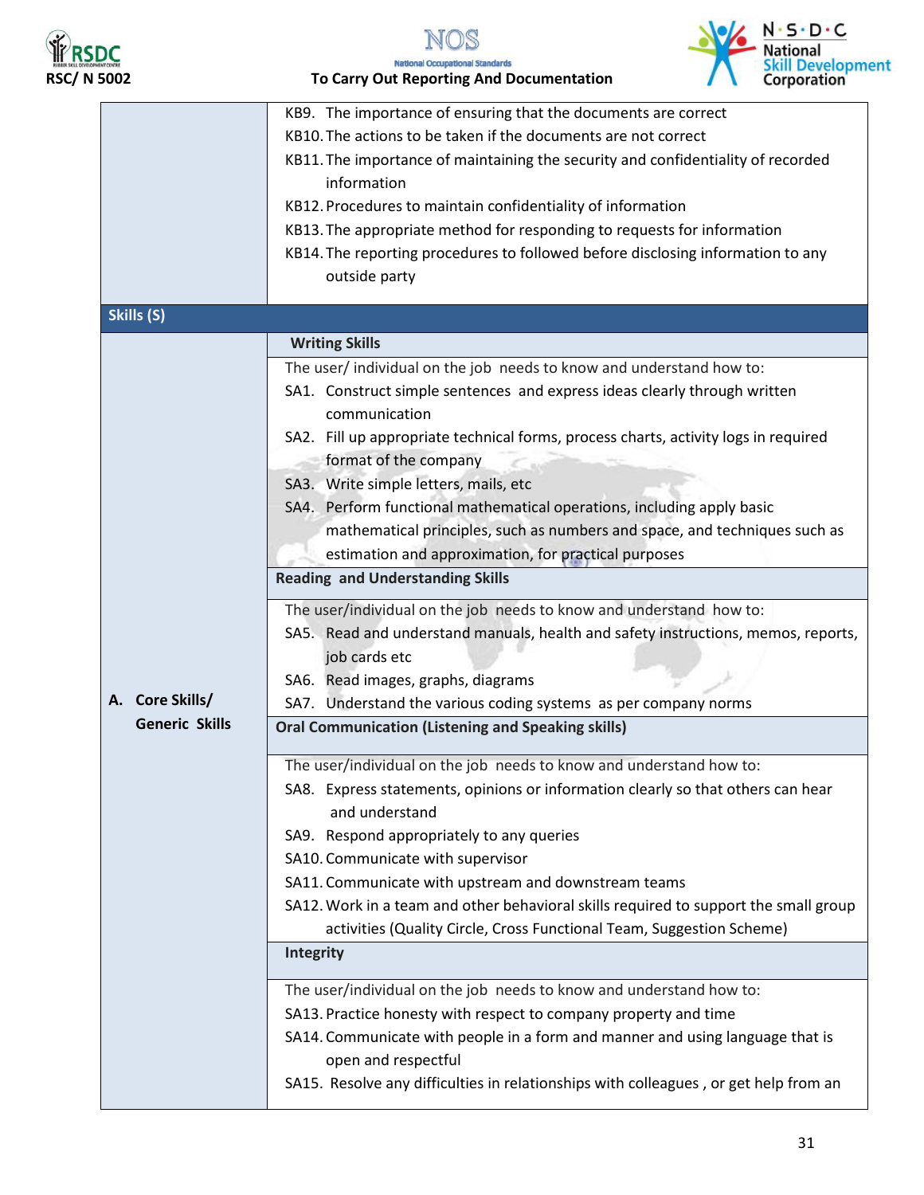| | |
|---|---|
| | KB9. The importance of ensuring that the documents are correct<br>KB10. The actions to be taken if the documents are not correct<br>KB11. The importance of maintaining the security and confidentiality of recorded information<br>KB12. Procedures to maintain confidentiality of information<br>KB13. The appropriate method for responding to requests for information<br>KB14. The reporting procedures to followed before disclosing information to any outside party |
| **Skills (S)** | |
| **A. Core Skills/ Generic Skills** | **Writing Skills** |
| | The user/ individual on the job needs to know and understand how to:<br>SA1. Construct simple sentences and express ideas clearly through written communication<br>SA2. Fill up appropriate technical forms, process charts, activity logs in required format of the company<br>SA3. Write simple letters, mails, etc<br>SA4. Perform functional mathematical operations, including apply basic mathematical principles, such as numbers and space, and techniques such as estimation and approximation, for practical purposes |
| | **Reading and Understanding Skills** |
| | The user/individual on the job needs to know and understand how to:<br>SA5. Read and understand manuals, health and safety instructions, memos, reports, job cards etc<br>SA6. Read images, graphs, diagrams<br>SA7. Understand the various coding systems as per company norms |
| | **Oral Communication (Listening and Speaking skills)** |
| | The user/individual on the job needs to know and understand how to:<br>SA8. Express statements, opinions or information clearly so that others can hear and understand<br>SA9. Respond appropriately to any queries<br>SA10. Communicate with supervisor<br>SA11. Communicate with upstream and downstream teams<br>SA12. Work in a team and other behavioral skills required to support the small group activities (Quality Circle, Cross Functional Team, Suggestion Scheme) |
| | **Integrity** |
| | The user/individual on the job needs to know and understand how to:<br>SA13. Practice honesty with respect to company property and time<br>SA14. Communicate with people in a form and manner and using language that is open and respectful<br>SA15. Resolve any difficulties in relationships with colleagues , or get help from an |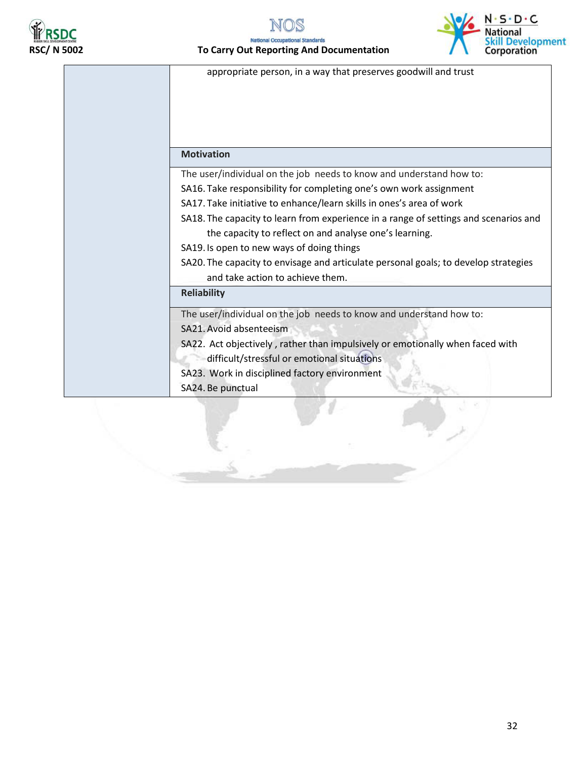| | |
|---|---|
| | appropriate person, in a way that preserves goodwill and trust |
| | **Motivation** |
| | The user/individual on the job needs to know and understand how to:<br>SA16. Take responsibility for completing one's own work assignment<br>SA17. Take initiative to enhance/learn skills in ones's area of work<br>SA18. The capacity to learn from experience in a range of settings and scenarios and the capacity to reflect on and analyse one's learning.<br>SA19. Is open to new ways of doing things<br>SA20. The capacity to envisage and articulate personal goals; to develop strategies and take action to achieve them. |
| | **Reliability** |
| | The user/individual on the job needs to know and understand how to:<br>SA21. Avoid absenteeism<br>SA22. Act objectively , rather than impulsively or emotionally when faced with difficult/stressful or emotional situations<br>SA23. Work in disciplined factory environment<br>SA24. Be punctual |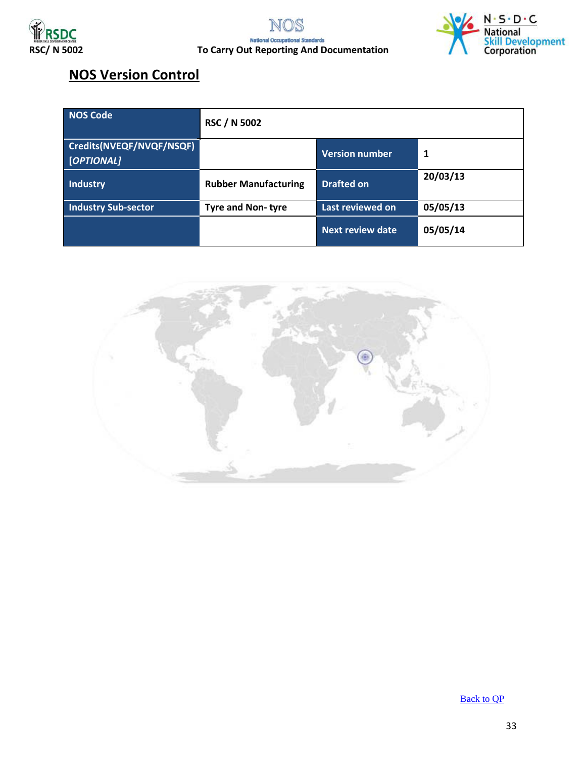## NOS Version Control

| NOS Code | RSC / N 5002 | | |
|---|---|---|---|
| Credits(NVEQF/NVQF/NSQF) *[OPTIONAL]* | | Version number | 1 |
| Industry | Rubber Manufacturing | Drafted on | 20/03/13 |
| Industry Sub-sector | Tyre and Non- tyre | Last reviewed on | 05/05/13 |
| | | Next review date | 05/05/14 |

Back to QP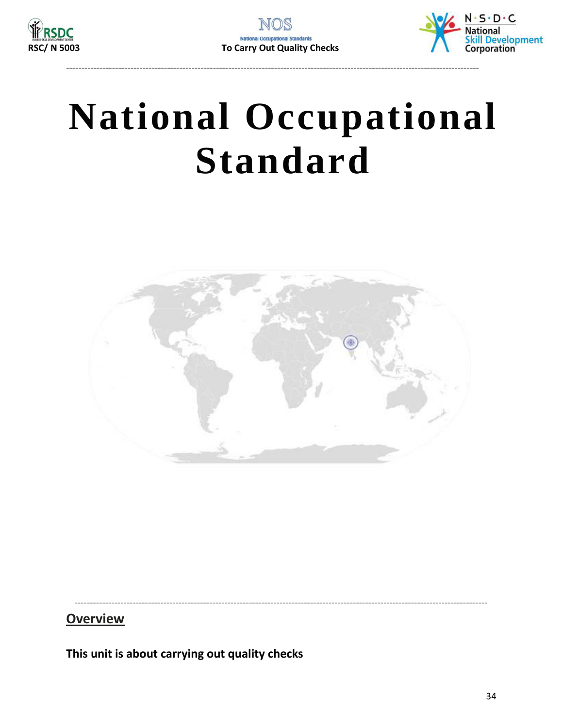# National Occupational Standard

## Overview

**This unit is about carrying out quality checks**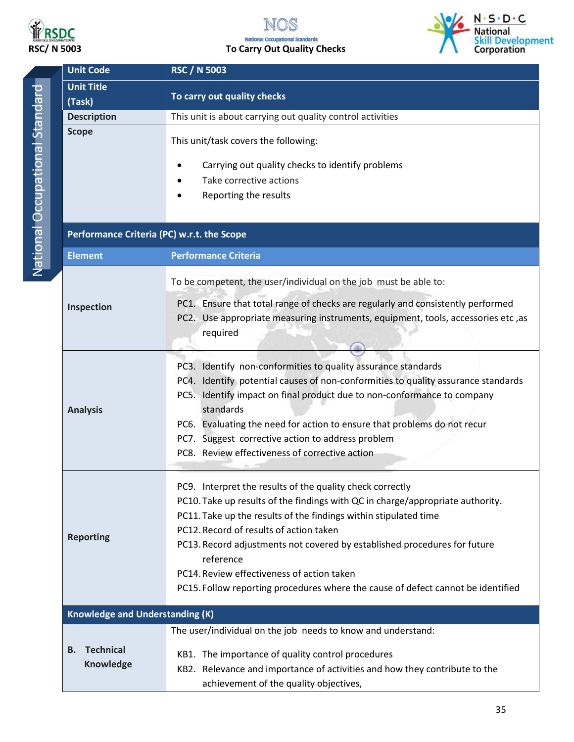# National Occupational Standard

| Unit Code | RSC / N 5003 |
|---|---|
| Unit Title (Task) | To carry out quality checks |
| Description | This unit is about carrying out quality control activities |
| Scope | This unit/task covers the following:<br>• Carrying out quality checks to identify problems<br>• Take corrective actions<br>• Reporting the results |
| **Performance Criteria (PC) w.r.t. the Scope** | |
| **Element** | **Performance Criteria** |
| Inspection | To be competent, the user/individual on the job must be able to:<br>PC1. Ensure that total range of checks are regularly and consistently performed<br>PC2. Use appropriate measuring instruments, equipment, tools, accessories etc ,as required |
| Analysis | PC3. Identify non-conformities to quality assurance standards<br>PC4. Identify potential causes of non-conformities to quality assurance standards<br>PC5. Identify impact on final product due to non-conformance to company standards<br>PC6. Evaluating the need for action to ensure that problems do not recur<br>PC7. Suggest corrective action to address problem<br>PC8. Review effectiveness of corrective action |
| Reporting | PC9. Interpret the results of the quality check correctly<br>PC10. Take up results of the findings with QC in charge/appropriate authority.<br>PC11. Take up the results of the findings within stipulated time<br>PC12. Record of results of action taken<br>PC13. Record adjustments not covered by established procedures for future reference<br>PC14. Review effectiveness of action taken<br>PC15. Follow reporting procedures where the cause of defect cannot be identified |
| **Knowledge and Understanding (K)** | |
| B. Technical Knowledge | The user/individual on the job needs to know and understand:<br>KB1. The importance of quality control procedures<br>KB2. Relevance and importance of activities and how they contribute to the achievement of the quality objectives, |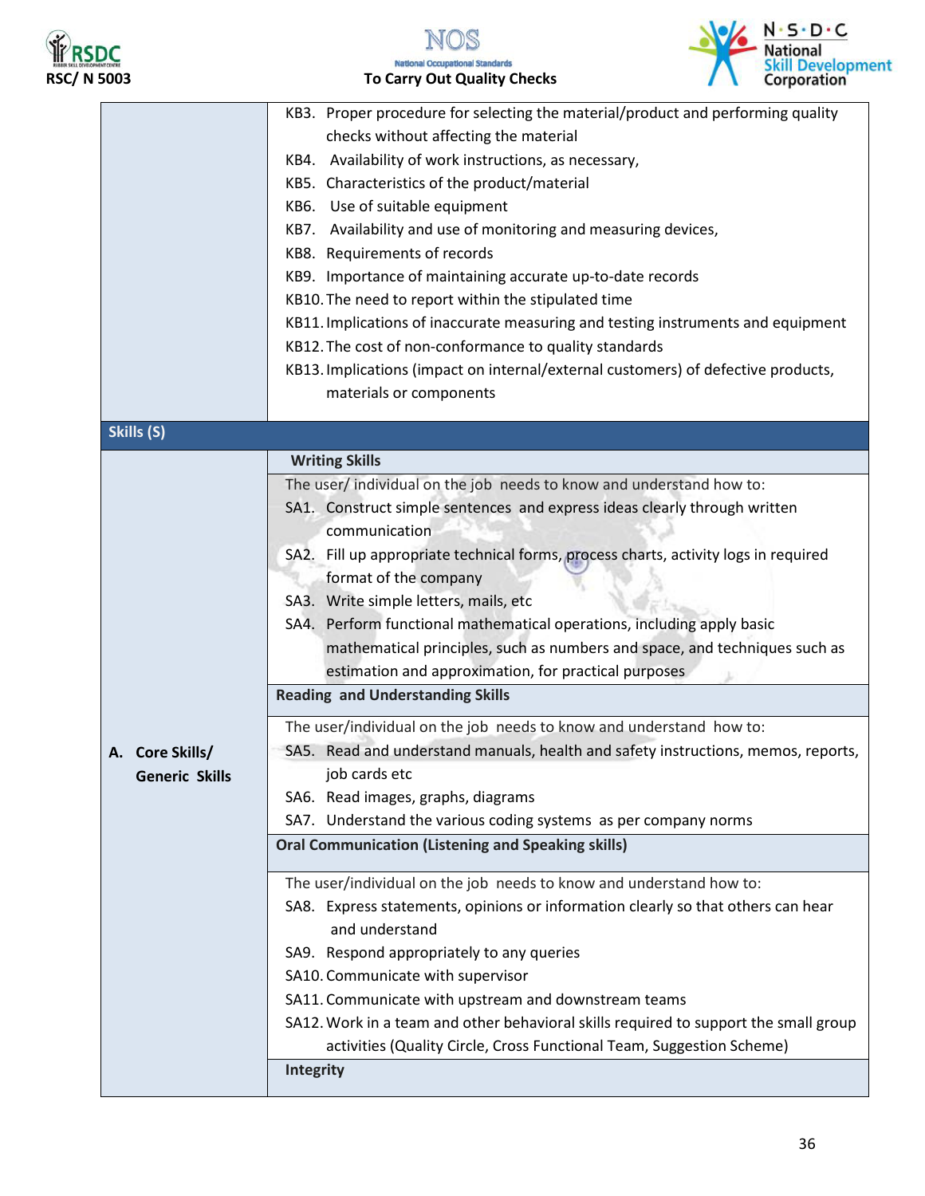| | |
|---|---|
| | KB3. Proper procedure for selecting the material/product and performing quality checks without affecting the material<br>KB4. Availability of work instructions, as necessary,<br>KB5. Characteristics of the product/material<br>KB6. Use of suitable equipment<br>KB7. Availability and use of monitoring and measuring devices,<br>KB8. Requirements of records<br>KB9. Importance of maintaining accurate up-to-date records<br>KB10. The need to report within the stipulated time<br>KB11. Implications of inaccurate measuring and testing instruments and equipment<br>KB12. The cost of non-conformance to quality standards<br>KB13. Implications (impact on internal/external customers) of defective products, materials or components |
| **Skills (S)** | |
| **A. Core Skills/ Generic Skills** | **Writing Skills**<br>The user/ individual on the job needs to know and understand how to:<br>SA1. Construct simple sentences and express ideas clearly through written communication<br>SA2. Fill up appropriate technical forms, process charts, activity logs in required format of the company<br>SA3. Write simple letters, mails, etc<br>SA4. Perform functional mathematical operations, including apply basic mathematical principles, such as numbers and space, and techniques such as estimation and approximation, for practical purposes |
| | **Reading and Understanding Skills**<br>The user/individual on the job needs to know and understand how to:<br>SA5. Read and understand manuals, health and safety instructions, memos, reports, job cards etc<br>SA6. Read images, graphs, diagrams<br>SA7. Understand the various coding systems as per company norms |
| | **Oral Communication (Listening and Speaking skills)**<br>The user/individual on the job needs to know and understand how to:<br>SA8. Express statements, opinions or information clearly so that others can hear and understand<br>SA9. Respond appropriately to any queries<br>SA10. Communicate with supervisor<br>SA11. Communicate with upstream and downstream teams<br>SA12. Work in a team and other behavioral skills required to support the small group activities (Quality Circle, Cross Functional Team, Suggestion Scheme) |
| | **Integrity** |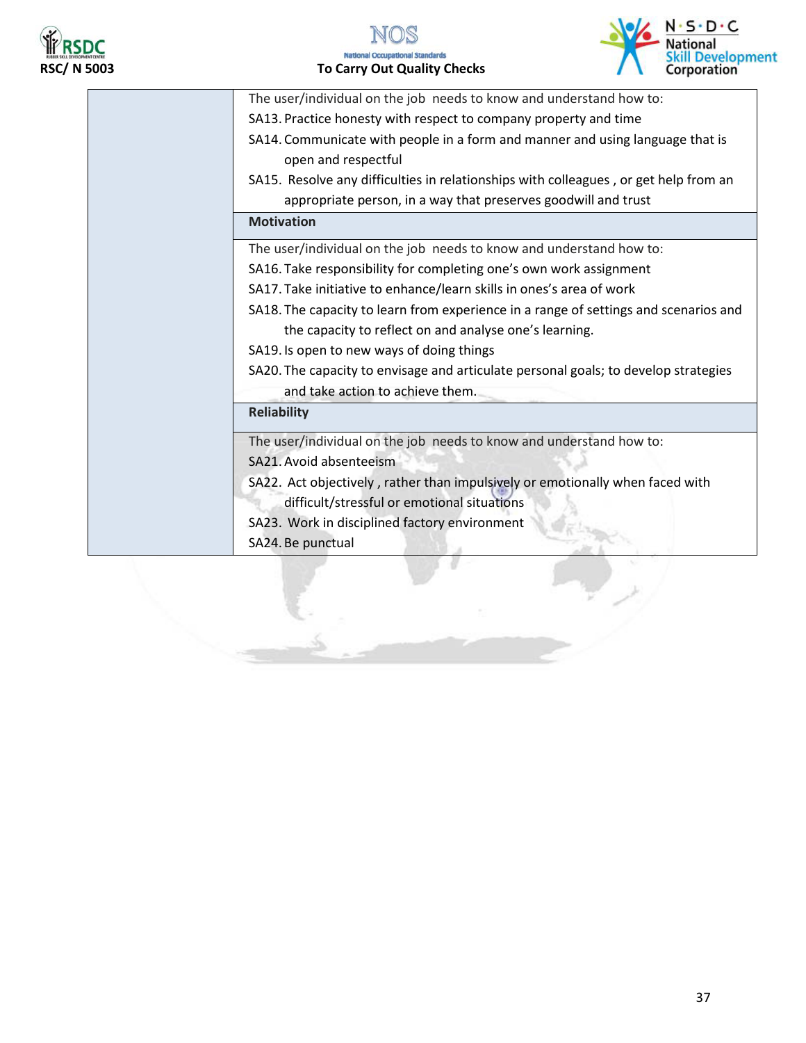| | |
|---|---|
| | The user/individual on the job needs to know and understand how to:<br>SA13. Practice honesty with respect to company property and time<br>SA14. Communicate with people in a form and manner and using language that is open and respectful<br>SA15. Resolve any difficulties in relationships with colleagues , or get help from an appropriate person, in a way that preserves goodwill and trust |
| | **Motivation** |
| | The user/individual on the job needs to know and understand how to:<br>SA16. Take responsibility for completing one's own work assignment<br>SA17. Take initiative to enhance/learn skills in ones's area of work<br>SA18. The capacity to learn from experience in a range of settings and scenarios and the capacity to reflect on and analyse one's learning.<br>SA19. Is open to new ways of doing things<br>SA20. The capacity to envisage and articulate personal goals; to develop strategies and take action to achieve them. |
| | **Reliability** |
| | The user/individual on the job needs to know and understand how to:<br>SA21. Avoid absenteeism<br>SA22. Act objectively , rather than impulsively or emotionally when faced with difficult/stressful or emotional situations<br>SA23. Work in disciplined factory environment<br>SA24. Be punctual |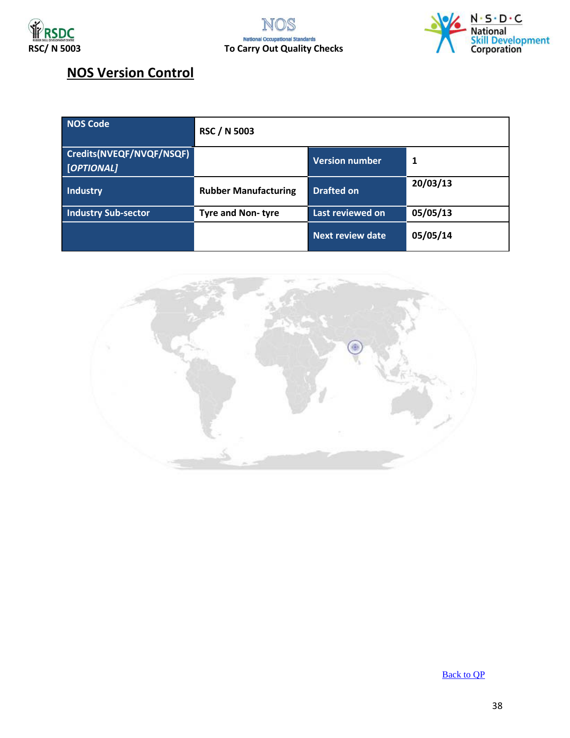## NOS Version Control

| NOS Code | RSC / N 5003 | | |
|---|---|---|---|
| Credits(NVEQF/NVQF/NSQF) *[OPTIONAL]* | | Version number | 1 |
| Industry | Rubber Manufacturing | Drafted on | 20/03/13 |
| Industry Sub-sector | Tyre and Non- tyre | Last reviewed on | 05/05/13 |
| | | Next review date | 05/05/14 |

Back to QP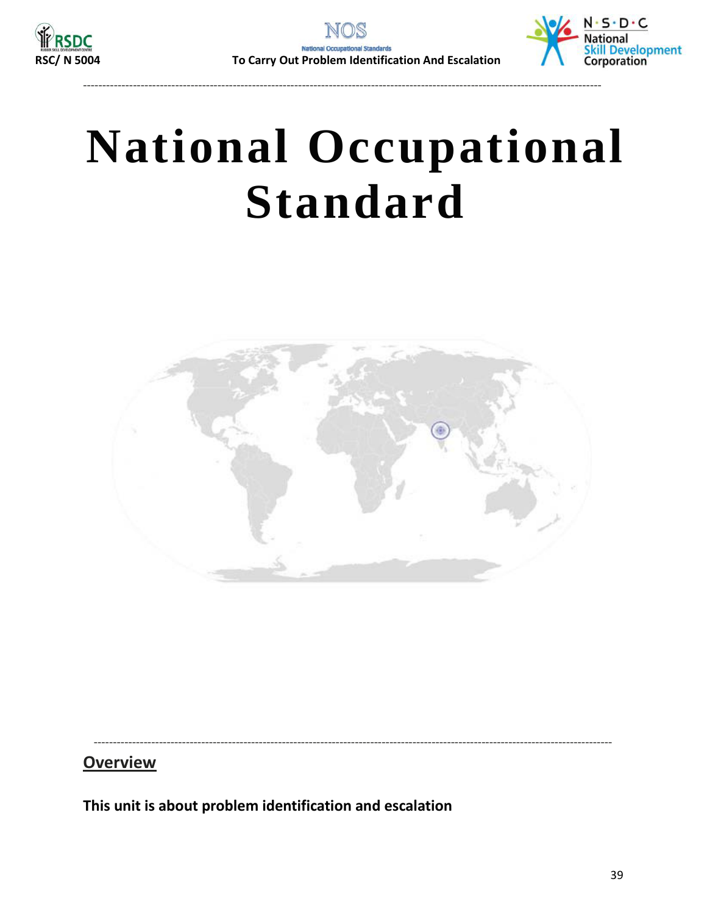# National Occupational Standard

## Overview

**This unit is about problem identification and escalation**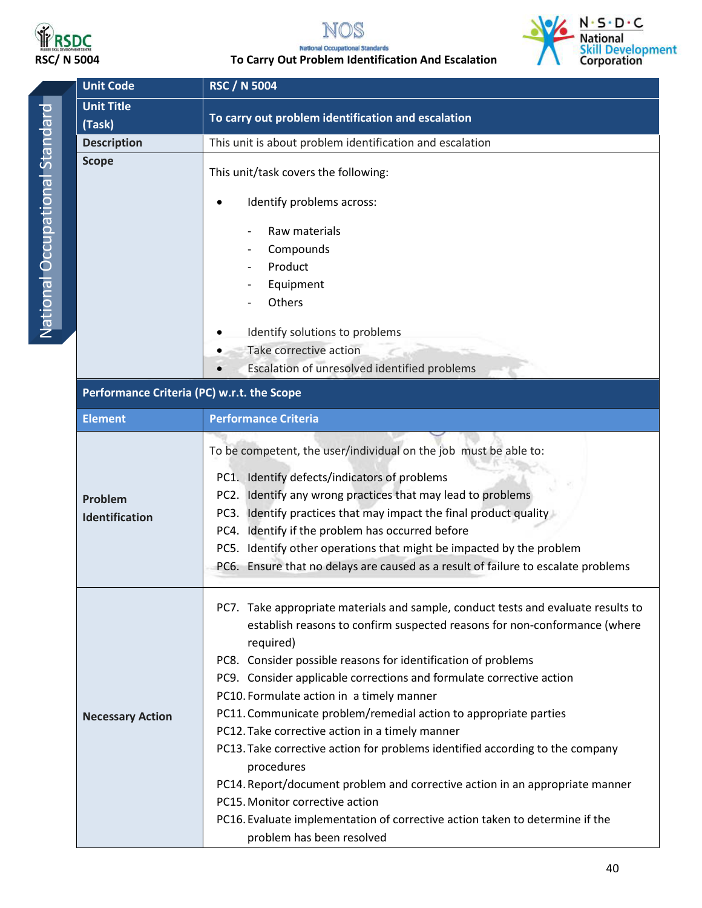| Unit Code | RSC / N 5004 |
|---|---|
| **Unit Title (Task)** | **To carry out problem identification and escalation** |
| **Description** | This unit is about problem identification and escalation |
| **Scope** | This unit/task covers the following:<br><br>• Identify problems across:<br>&nbsp;&nbsp;- Raw materials<br>&nbsp;&nbsp;- Compounds<br>&nbsp;&nbsp;- Product<br>&nbsp;&nbsp;- Equipment<br>&nbsp;&nbsp;- Others<br><br>• Identify solutions to problems<br>• Take corrective action<br>• Escalation of unresolved identified problems |

**Performance Criteria (PC) w.r.t. the Scope**

| Element | Performance Criteria |
|---|---|
| **Problem Identification** | To be competent, the user/individual on the job must be able to:<br>PC1. Identify defects/indicators of problems<br>PC2. Identify any wrong practices that may lead to problems<br>PC3. Identify practices that may impact the final product quality<br>PC4. Identify if the problem has occurred before<br>PC5. Identify other operations that might be impacted by the problem<br>PC6. Ensure that no delays are caused as a result of failure to escalate problems |
| **Necessary Action** | PC7. Take appropriate materials and sample, conduct tests and evaluate results to establish reasons to confirm suspected reasons for non-conformance (where required)<br>PC8. Consider possible reasons for identification of problems<br>PC9. Consider applicable corrections and formulate corrective action<br>PC10. Formulate action in a timely manner<br>PC11. Communicate problem/remedial action to appropriate parties<br>PC12. Take corrective action in a timely manner<br>PC13. Take corrective action for problems identified according to the company procedures<br>PC14. Report/document problem and corrective action in an appropriate manner<br>PC15. Monitor corrective action<br>PC16. Evaluate implementation of corrective action taken to determine if the problem has been resolved |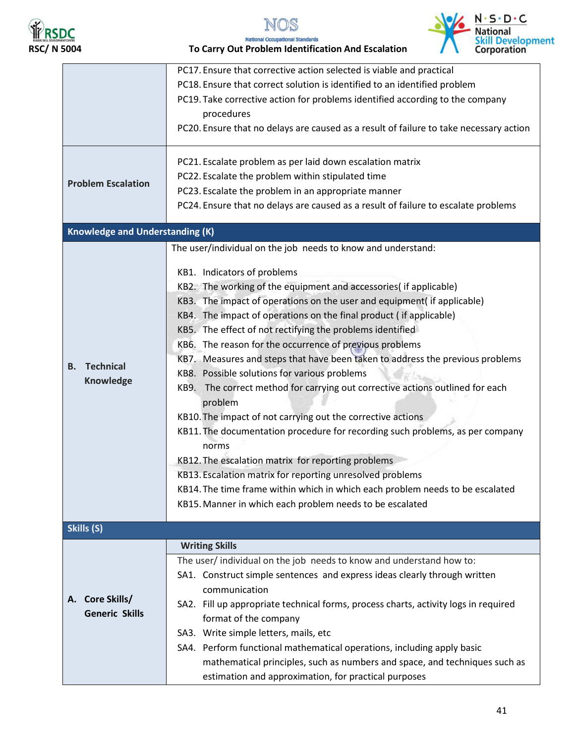| | |
|---|---|
| | PC17. Ensure that corrective action selected is viable and practical<br>PC18. Ensure that correct solution is identified to an identified problem<br>PC19. Take corrective action for problems identified according to the company procedures<br>PC20. Ensure that no delays are caused as a result of failure to take necessary action |
| **Problem Escalation** | PC21. Escalate problem as per laid down escalation matrix<br>PC22. Escalate the problem within stipulated time<br>PC23. Escalate the problem in an appropriate manner<br>PC24. Ensure that no delays are caused as a result of failure to escalate problems |
| **Knowledge and Understanding (K)** | |
| **B. Technical Knowledge** | The user/individual on the job needs to know and understand:<br><br>KB1. Indicators of problems<br>KB2. The working of the equipment and accessories( if applicable)<br>KB3. The impact of operations on the user and equipment( if applicable)<br>KB4. The impact of operations on the final product ( if applicable)<br>KB5. The effect of not rectifying the problems identified<br>KB6. The reason for the occurrence of previous problems<br>KB7. Measures and steps that have been taken to address the previous problems<br>KB8. Possible solutions for various problems<br>KB9. The correct method for carrying out corrective actions outlined for each problem<br>KB10. The impact of not carrying out the corrective actions<br>KB11. The documentation procedure for recording such problems, as per company norms<br>KB12. The escalation matrix for reporting problems<br>KB13. Escalation matrix for reporting unresolved problems<br>KB14. The time frame within which in which each problem needs to be escalated<br>KB15. Manner in which each problem needs to be escalated |
| **Skills (S)** | |
| **A. Core Skills/ Generic Skills** | **Writing Skills**<br>The user/ individual on the job needs to know and understand how to:<br>SA1. Construct simple sentences and express ideas clearly through written communication<br>SA2. Fill up appropriate technical forms, process charts, activity logs in required format of the company<br>SA3. Write simple letters, mails, etc<br>SA4. Perform functional mathematical operations, including apply basic mathematical principles, such as numbers and space, and techniques such as estimation and approximation, for practical purposes |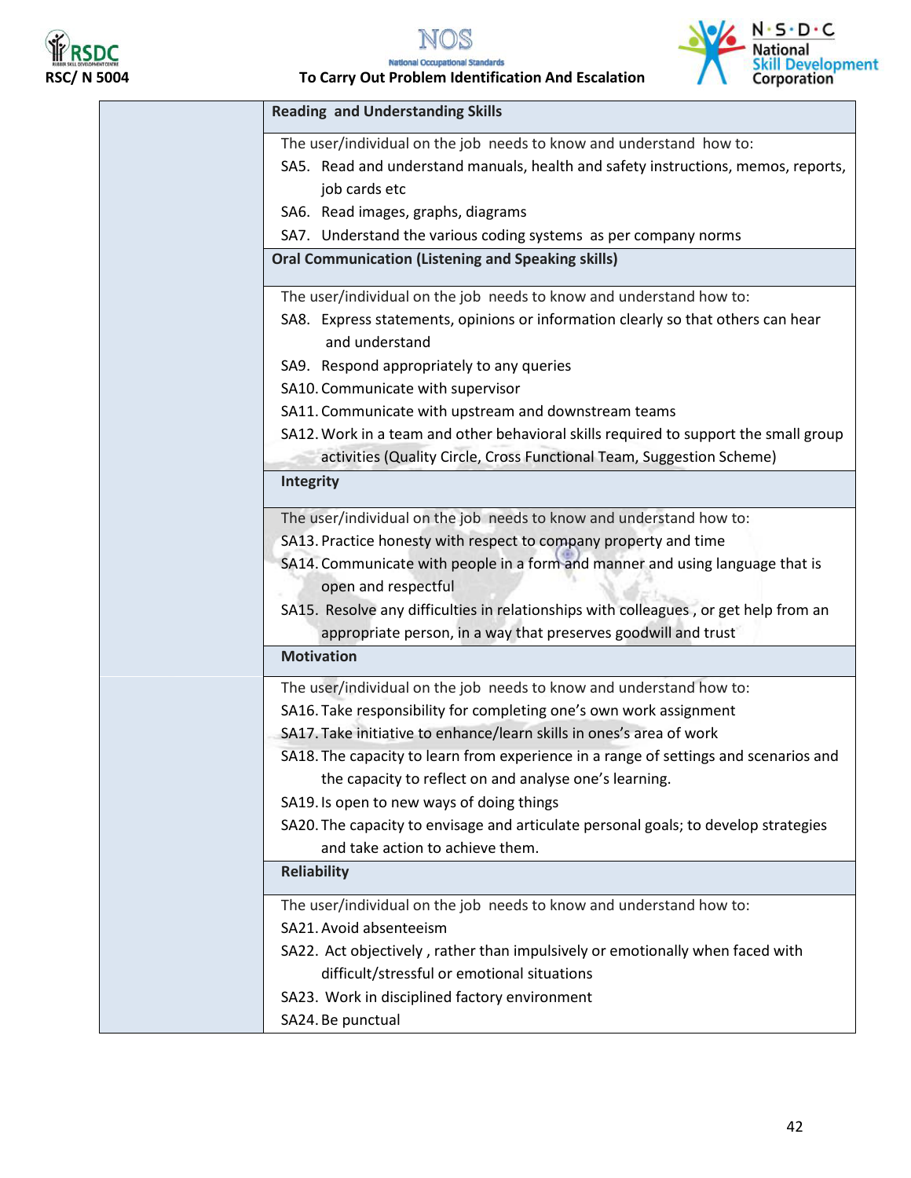| | |
|---|---|
| | **Reading and Understanding Skills** |
| | The user/individual on the job needs to know and understand how to:<br>SA5. Read and understand manuals, health and safety instructions, memos, reports, job cards etc<br>SA6. Read images, graphs, diagrams<br>SA7. Understand the various coding systems as per company norms |
| | **Oral Communication (Listening and Speaking skills)** |
| | The user/individual on the job needs to know and understand how to:<br>SA8. Express statements, opinions or information clearly so that others can hear and understand<br>SA9. Respond appropriately to any queries<br>SA10. Communicate with supervisor<br>SA11. Communicate with upstream and downstream teams<br>SA12. Work in a team and other behavioral skills required to support the small group activities (Quality Circle, Cross Functional Team, Suggestion Scheme) |
| | **Integrity** |
| | The user/individual on the job needs to know and understand how to:<br>SA13. Practice honesty with respect to company property and time<br>SA14. Communicate with people in a form and manner and using language that is open and respectful<br>SA15. Resolve any difficulties in relationships with colleagues , or get help from an appropriate person, in a way that preserves goodwill and trust |
| | **Motivation** |
| | The user/individual on the job needs to know and understand how to:<br>SA16. Take responsibility for completing one's own work assignment<br>SA17. Take initiative to enhance/learn skills in ones's area of work<br>SA18. The capacity to learn from experience in a range of settings and scenarios and the capacity to reflect on and analyse one's learning.<br>SA19. Is open to new ways of doing things<br>SA20. The capacity to envisage and articulate personal goals; to develop strategies and take action to achieve them. |
| | **Reliability** |
| | The user/individual on the job needs to know and understand how to:<br>SA21. Avoid absenteeism<br>SA22. Act objectively , rather than impulsively or emotionally when faced with difficult/stressful or emotional situations<br>SA23. Work in disciplined factory environment<br>SA24. Be punctual |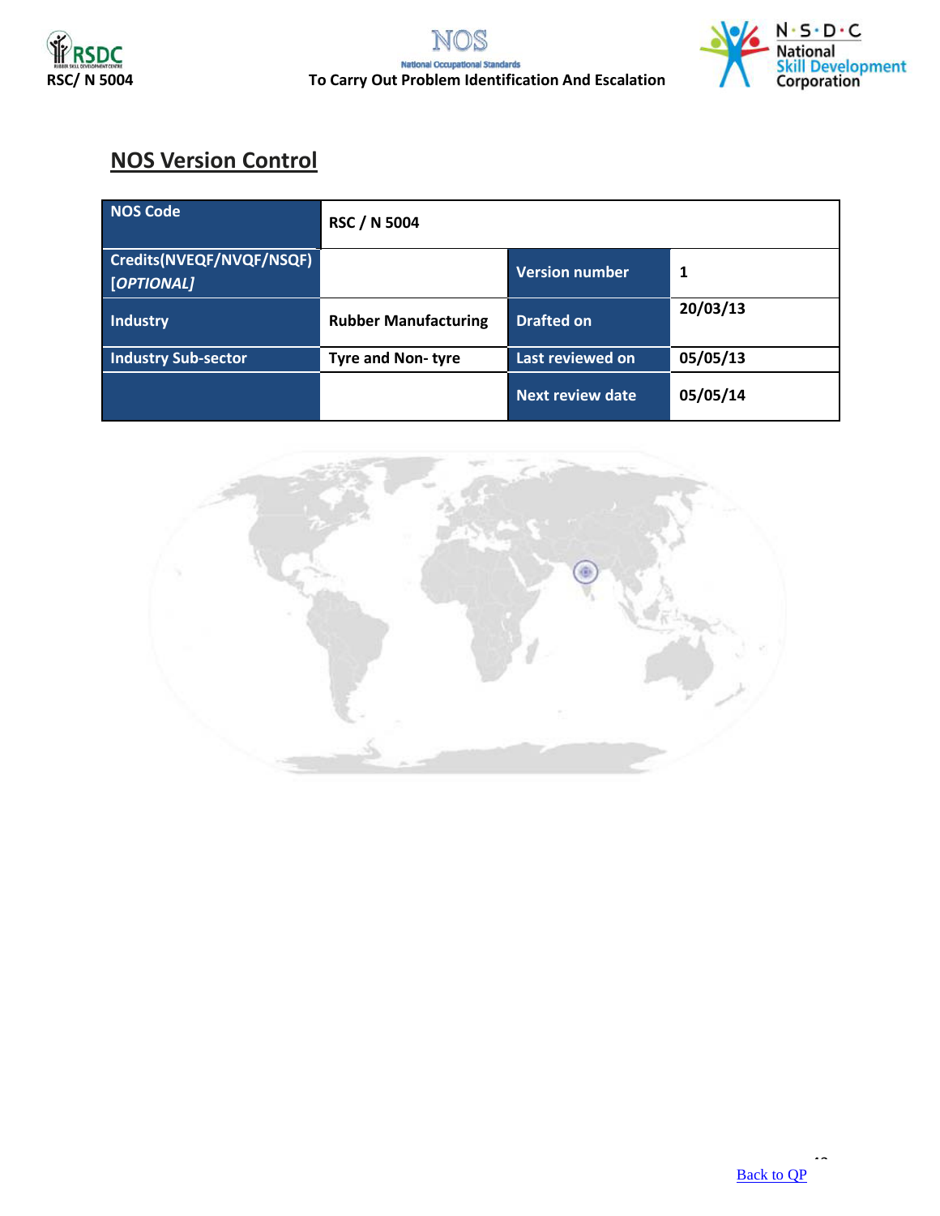## NOS Version Control

| | | | |
|---|---|---|---|
| **NOS Code** | **RSC / N 5004** | | |
| **Credits(NVEQF/NVQF/NSQF) *[OPTIONAL]*** | | **Version number** | **1** |
| **Industry** | **Rubber Manufacturing** | **Drafted on** | **20/03/13** |
| **Industry Sub-sector** | **Tyre and Non- tyre** | **Last reviewed on** | **05/05/13** |
| | | **Next review date** | **05/05/14** |

Back to QP